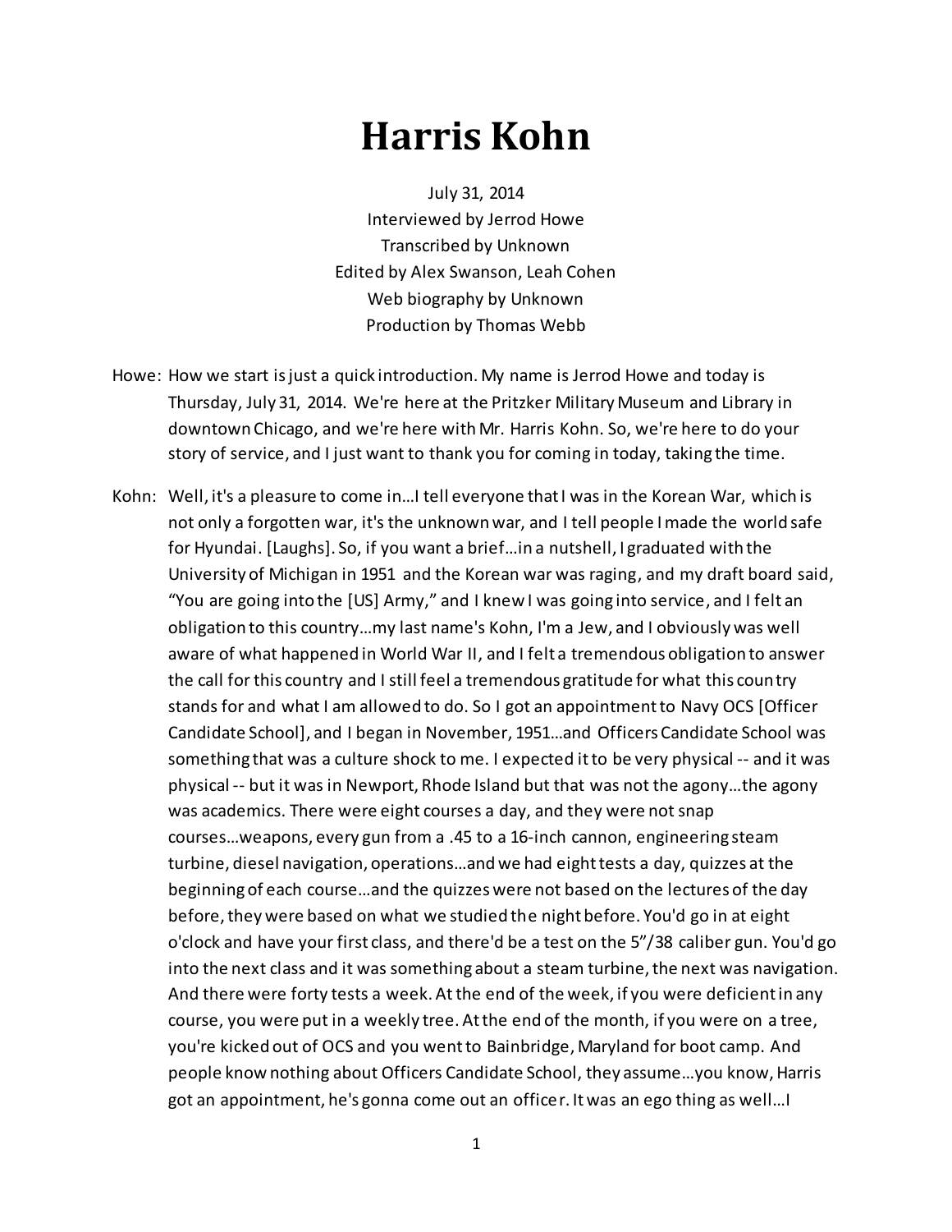# Harris Kohn

July 31, 2014
Interviewed by Jerrod Howe
Transcribed by Unknown
Edited by Alex Swanson, Leah Cohen
Web biography by Unknown
Production by Thomas Webb

Howe: How we start is just a quick introduction. My name is Jerrod Howe and today is Thursday, July 31, 2014. We're here at the Pritzker Military Museum and Library in downtown Chicago, and we're here with Mr. Harris Kohn. So, we're here to do your story of service, and I just want to thank you for coming in today, taking the time.

Kohn: Well, it's a pleasure to come in…I tell everyone that I was in the Korean War, which is not only a forgotten war, it's the unknown war, and I tell people I made the world safe for Hyundai. [Laughs]. So, if you want a brief…in a nutshell, I graduated with the University of Michigan in 1951 and the Korean war was raging, and my draft board said, "You are going into the [US] Army," and I knew I was going into service, and I felt an obligation to this country…my last name's Kohn, I'm a Jew, and I obviously was well aware of what happened in World War II, and I felt a tremendous obligation to answer the call for this country and I still feel a tremendous gratitude for what this country stands for and what I am allowed to do. So I got an appointment to Navy OCS [Officer Candidate School], and I began in November, 1951…and Officers Candidate School was something that was a culture shock to me. I expected it to be very physical -- and it was physical -- but it was in Newport, Rhode Island but that was not the agony…the agony was academics. There were eight courses a day, and they were not snap courses…weapons, every gun from a .45 to a 16-inch cannon, engineering steam turbine, diesel navigation, operations…and we had eight tests a day, quizzes at the beginning of each course…and the quizzes were not based on the lectures of the day before, they were based on what we studied the night before. You'd go in at eight o'clock and have your first class, and there'd be a test on the 5"/38 caliber gun. You'd go into the next class and it was something about a steam turbine, the next was navigation. And there were forty tests a week. At the end of the week, if you were deficient in any course, you were put in a weekly tree. At the end of the month, if you were on a tree, you're kicked out of OCS and you went to Bainbridge, Maryland for boot camp. And people know nothing about Officers Candidate School, they assume…you know, Harris got an appointment, he's gonna come out an officer. It was an ego thing as well…I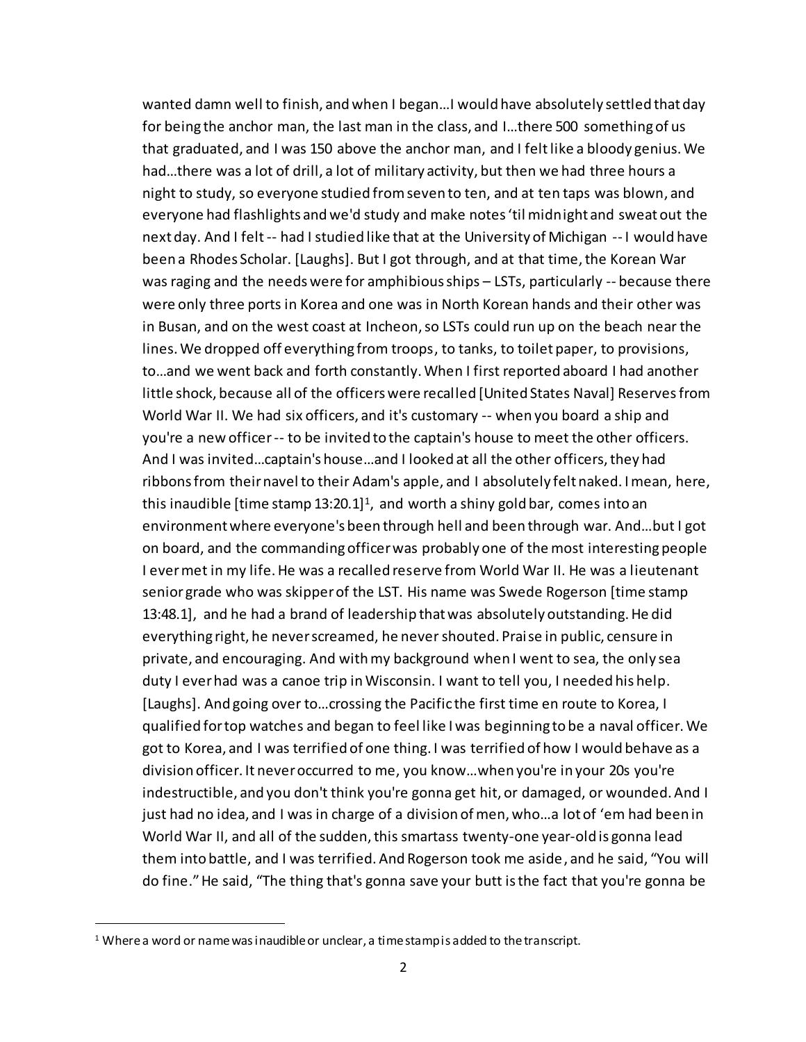wanted damn well to finish, and when I began…I would have absolutely settled that day for being the anchor man, the last man in the class, and I…there 500 something of us that graduated, and I was 150 above the anchor man, and I felt like a bloody genius. We had…there was a lot of drill, a lot of military activity, but then we had three hours a night to study, so everyone studied from seven to ten, and at ten taps was blown, and everyone had flashlights and we'd study and make notes 'til midnight and sweat out the next day. And I felt -- had I studied like that at the University of Michigan -- I would have been a Rhodes Scholar. [Laughs]. But I got through, and at that time, the Korean War was raging and the needs were for amphibious ships – LSTs, particularly -- because there were only three ports in Korea and one was in North Korean hands and their other was in Busan, and on the west coast at Incheon, so LSTs could run up on the beach near the lines. We dropped off everything from troops, to tanks, to toilet paper, to provisions, to…and we went back and forth constantly. When I first reported aboard I had another little shock, because all of the officers were recalled [United States Naval] Reserves from World War II. We had six officers, and it's customary -- when you board a ship and you're a new officer -- to be invited to the captain's house to meet the other officers. And I was invited…captain's house…and I looked at all the other officers, they had ribbons from their navel to their Adam's apple, and I absolutely felt naked. I mean, here, this inaudible [time stamp 13:20.1][1], and worth a shiny gold bar, comes into an environment where everyone's been through hell and been through war. And…but I got on board, and the commanding officer was probably one of the most interesting people I ever met in my life. He was a recalled reserve from World War II. He was a lieutenant senior grade who was skipper of the LST. His name was Swede Rogerson [time stamp 13:48.1], and he had a brand of leadership that was absolutely outstanding. He did everything right, he never screamed, he never shouted. Praise in public, censure in private, and encouraging. And with my background when I went to sea, the only sea duty I ever had was a canoe trip in Wisconsin. I want to tell you, I needed his help. [Laughs]. And going over to…crossing the Pacific the first time en route to Korea, I qualified for top watches and began to feel like I was beginning to be a naval officer. We got to Korea, and I was terrified of one thing. I was terrified of how I would behave as a division officer. It never occurred to me, you know…when you're in your 20s you're indestructible, and you don't think you're gonna get hit, or damaged, or wounded. And I just had no idea, and I was in charge of a division of men, who…a lot of 'em had been in World War II, and all of the sudden, this smartass twenty-one year-old is gonna lead them into battle, and I was terrified. And Rogerson took me aside, and he said, "You will do fine." He said, "The thing that's gonna save your butt is the fact that you're gonna be

[1] Where a word or name was inaudible or unclear, a time stamp is added to the transcript.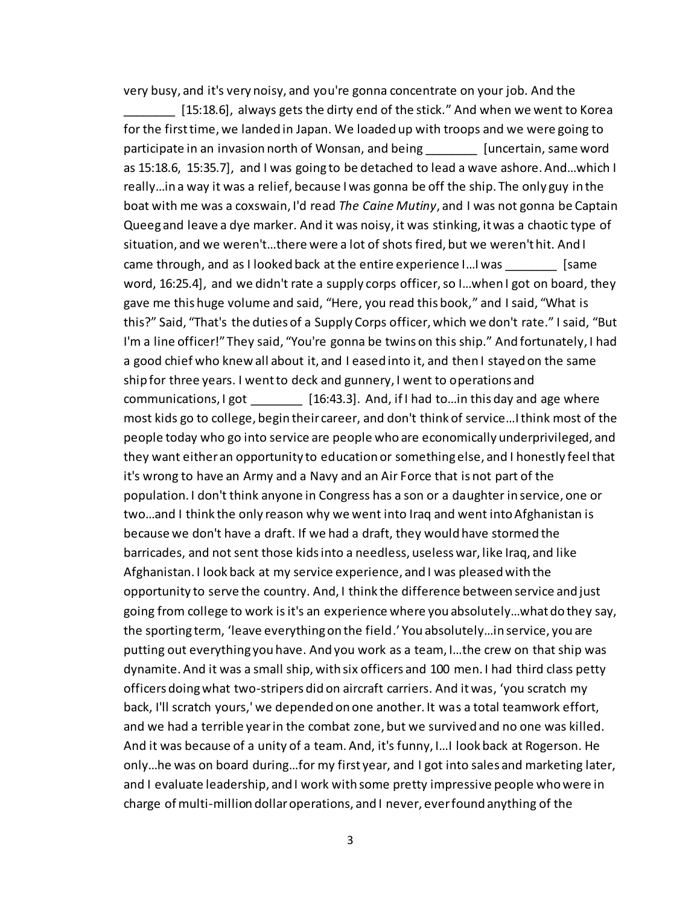very busy, and it's very noisy, and you're gonna concentrate on your job. And the _______ [15:18.6], always gets the dirty end of the stick." And when we went to Korea for the first time, we landed in Japan. We loaded up with troops and we were going to participate in an invasion north of Wonsan, and being _______ [uncertain, same word as 15:18.6, 15:35.7], and I was going to be detached to lead a wave ashore. And…which I really…in a way it was a relief, because I was gonna be off the ship. The only guy in the boat with me was a coxswain, I'd read *The Caine Mutiny*, and I was not gonna be Captain Queeg and leave a dye marker. And it was noisy, it was stinking, it was a chaotic type of situation, and we weren't…there were a lot of shots fired, but we weren't hit. And I came through, and as I looked back at the entire experience I…I was _______ [same word, 16:25.4], and we didn't rate a supply corps officer, so I…when I got on board, they gave me this huge volume and said, "Here, you read this book," and I said, "What is this?" Said, "That's the duties of a Supply Corps officer, which we don't rate." I said, "But I'm a line officer!" They said, "You're gonna be twins on this ship." And fortunately, I had a good chief who knew all about it, and I eased into it, and then I stayed on the same ship for three years. I went to deck and gunnery, I went to operations and communications, I got _______ [16:43.3]. And, if I had to…in this day and age where most kids go to college, begin their career, and don't think of service…I think most of the people today who go into service are people who are economically underprivileged, and they want either an opportunity to education or something else, and I honestly feel that it's wrong to have an Army and a Navy and an Air Force that is not part of the population. I don't think anyone in Congress has a son or a daughter in service, one or two…and I think the only reason why we went into Iraq and went into Afghanistan is because we don't have a draft. If we had a draft, they would have stormed the barricades, and not sent those kids into a needless, useless war, like Iraq, and like Afghanistan. I look back at my service experience, and I was pleased with the opportunity to serve the country. And, I think the difference between service and just going from college to work is it's an experience where you absolutely…what do they say, the sporting term, 'leave everything on the field.' You absolutely…in service, you are putting out everything you have. And you work as a team, I…the crew on that ship was dynamite. And it was a small ship, with six officers and 100 men. I had third class petty officers doing what two-stripers did on aircraft carriers. And it was, 'you scratch my back, I'll scratch yours,' we depended on one another. It was a total teamwork effort, and we had a terrible year in the combat zone, but we survived and no one was killed. And it was because of a unity of a team. And, it's funny, I…I look back at Rogerson. He only…he was on board during…for my first year, and I got into sales and marketing later, and I evaluate leadership, and I work with some pretty impressive people who were in charge of multi-million dollar operations, and I never, ever found anything of the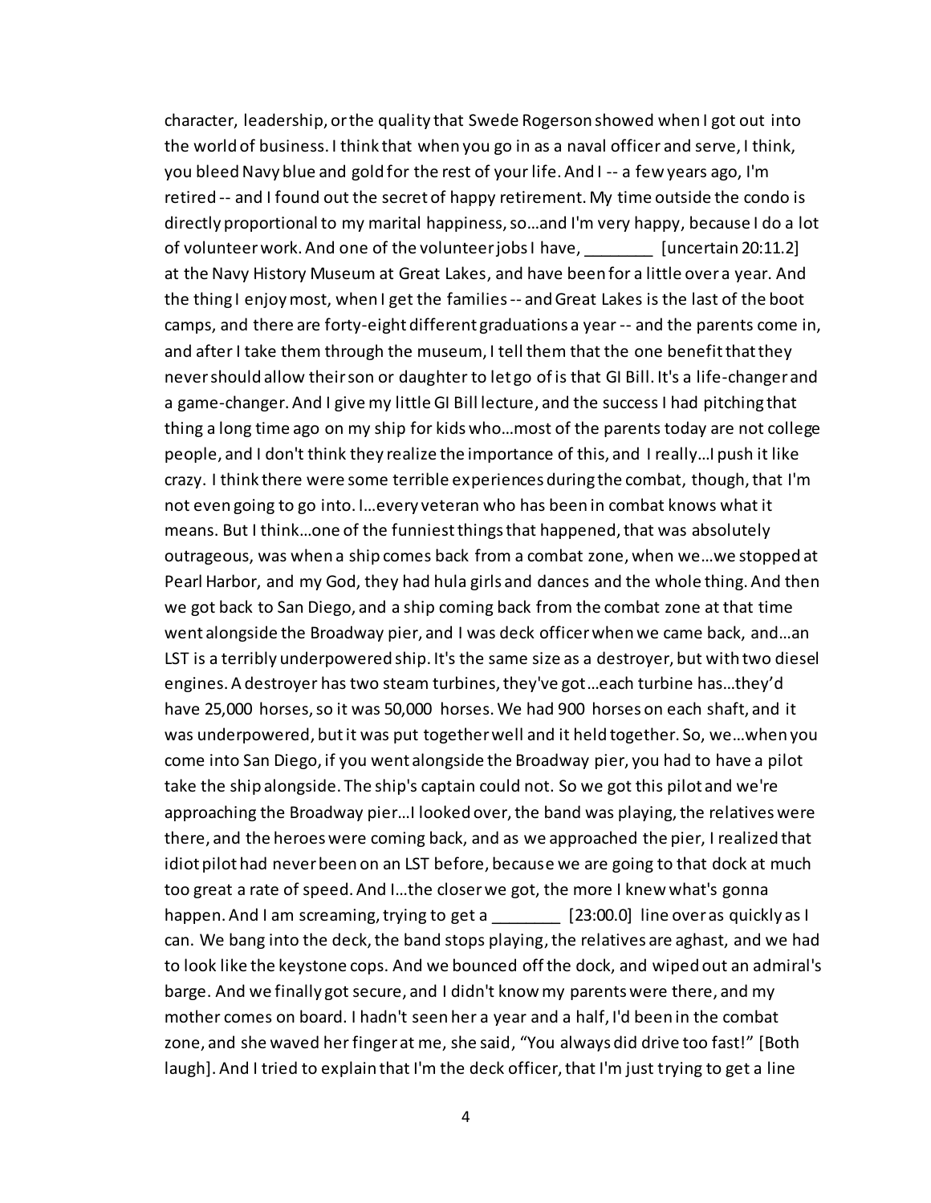character, leadership, or the quality that Swede Rogerson showed when I got out into the world of business. I think that when you go in as a naval officer and serve, I think, you bleed Navy blue and gold for the rest of your life. And I -- a few years ago, I'm retired -- and I found out the secret of happy retirement. My time outside the condo is directly proportional to my marital happiness, so…and I'm very happy, because I do a lot of volunteer work. And one of the volunteer jobs I have, ________ [uncertain 20:11.2] at the Navy History Museum at Great Lakes, and have been for a little over a year. And the thing I enjoy most, when I get the families -- and Great Lakes is the last of the boot camps, and there are forty-eight different graduations a year -- and the parents come in, and after I take them through the museum, I tell them that the one benefit that they never should allow their son or daughter to let go of is that GI Bill. It's a life-changer and a game-changer. And I give my little GI Bill lecture, and the success I had pitching that thing a long time ago on my ship for kids who…most of the parents today are not college people, and I don't think they realize the importance of this, and I really…I push it like crazy. I think there were some terrible experiences during the combat, though, that I'm not even going to go into. I…every veteran who has been in combat knows what it means. But I think…one of the funniest things that happened, that was absolutely outrageous, was when a ship comes back from a combat zone, when we…we stopped at Pearl Harbor, and my God, they had hula girls and dances and the whole thing. And then we got back to San Diego, and a ship coming back from the combat zone at that time went alongside the Broadway pier, and I was deck officer when we came back, and…an LST is a terribly underpowered ship. It's the same size as a destroyer, but with two diesel engines. A destroyer has two steam turbines, they've got…each turbine has…they'd have 25,000 horses, so it was 50,000 horses. We had 900 horses on each shaft, and it was underpowered, but it was put together well and it held together. So, we…when you come into San Diego, if you went alongside the Broadway pier, you had to have a pilot take the ship alongside. The ship's captain could not. So we got this pilot and we're approaching the Broadway pier…I looked over, the band was playing, the relatives were there, and the heroes were coming back, and as we approached the pier, I realized that idiot pilot had never been on an LST before, because we are going to that dock at much too great a rate of speed. And I…the closer we got, the more I knew what's gonna happen. And I am screaming, trying to get a ________ [23:00.0] line over as quickly as I can. We bang into the deck, the band stops playing, the relatives are aghast, and we had to look like the keystone cops. And we bounced off the dock, and wiped out an admiral's barge. And we finally got secure, and I didn't know my parents were there, and my mother comes on board. I hadn't seen her a year and a half, I'd been in the combat zone, and she waved her finger at me, she said, "You always did drive too fast!" [Both laugh]. And I tried to explain that I'm the deck officer, that I'm just trying to get a line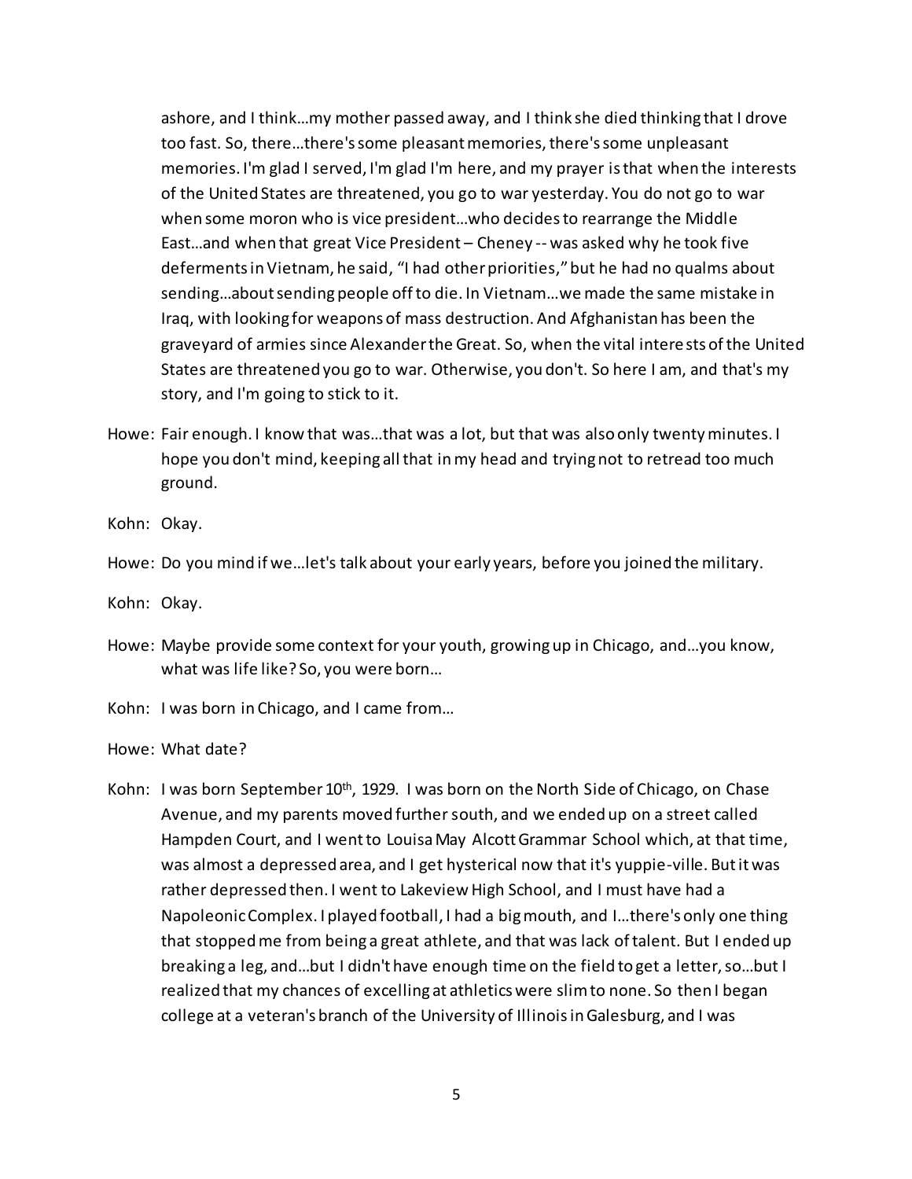ashore, and I think…my mother passed away, and I think she died thinking that I drove too fast. So, there…there's some pleasant memories, there's some unpleasant memories. I'm glad I served, I'm glad I'm here, and my prayer is that when the interests of the United States are threatened, you go to war yesterday. You do not go to war when some moron who is vice president…who decides to rearrange the Middle East…and when that great Vice President – Cheney -- was asked why he took five deferments in Vietnam, he said, "I had other priorities," but he had no qualms about sending…about sending people off to die. In Vietnam…we made the same mistake in Iraq, with looking for weapons of mass destruction. And Afghanistan has been the graveyard of armies since Alexander the Great. So, when the vital interests of the United States are threatened you go to war. Otherwise, you don't. So here I am, and that's my story, and I'm going to stick to it.

Howe: Fair enough. I know that was…that was a lot, but that was also only twenty minutes. I hope you don't mind, keeping all that in my head and trying not to retread too much ground.

Kohn: Okay.

Howe: Do you mind if we…let's talk about your early years, before you joined the military.

Kohn: Okay.

Howe: Maybe provide some context for your youth, growing up in Chicago, and…you know, what was life like? So, you were born…

Kohn: I was born in Chicago, and I came from…

Howe: What date?

Kohn: I was born September 10th, 1929. I was born on the North Side of Chicago, on Chase Avenue, and my parents moved further south, and we ended up on a street called Hampden Court, and I went to Louisa May Alcott Grammar School which, at that time, was almost a depressed area, and I get hysterical now that it's yuppie-ville. But it was rather depressed then. I went to Lakeview High School, and I must have had a Napoleonic Complex. I played football, I had a big mouth, and I…there's only one thing that stopped me from being a great athlete, and that was lack of talent. But I ended up breaking a leg, and…but I didn't have enough time on the field to get a letter, so…but I realized that my chances of excelling at athletics were slim to none. So then I began college at a veteran's branch of the University of Illinois in Galesburg, and I was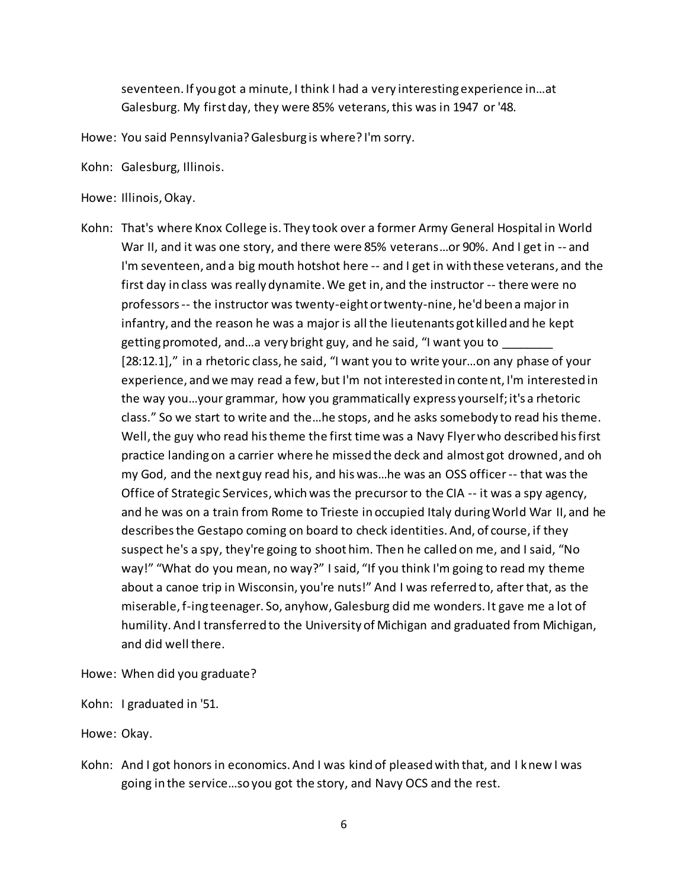seventeen. If you got a minute, I think I had a very interesting experience in…at Galesburg. My first day, they were 85% veterans, this was in 1947 or '48.

Howe: You said Pennsylvania? Galesburg is where? I'm sorry.

Kohn: Galesburg, Illinois.

Howe: Illinois, Okay.

Kohn: That's where Knox College is. They took over a former Army General Hospital in World War II, and it was one story, and there were 85% veterans…or 90%. And I get in -- and I'm seventeen, and a big mouth hotshot here -- and I get in with these veterans, and the first day in class was really dynamite. We get in, and the instructor -- there were no professors -- the instructor was twenty-eight or twenty-nine, he'd been a major in infantry, and the reason he was a major is all the lieutenants got killed and he kept getting promoted, and…a very bright guy, and he said, "I want you to _______ [28:12.1]," in a rhetoric class, he said, "I want you to write your…on any phase of your experience, and we may read a few, but I'm not interested in content, I'm interested in the way you…your grammar, how you grammatically express yourself; it's a rhetoric class." So we start to write and the…he stops, and he asks somebody to read his theme. Well, the guy who read his theme the first time was a Navy Flyer who described his first practice landing on a carrier where he missed the deck and almost got drowned, and oh my God, and the next guy read his, and his was…he was an OSS officer -- that was the Office of Strategic Services, which was the precursor to the CIA -- it was a spy agency, and he was on a train from Rome to Trieste in occupied Italy during World War II, and he describes the Gestapo coming on board to check identities. And, of course, if they suspect he's a spy, they're going to shoot him. Then he called on me, and I said, "No way!" "What do you mean, no way?" I said, "If you think I'm going to read my theme about a canoe trip in Wisconsin, you're nuts!" And I was referred to, after that, as the miserable, f-ing teenager. So, anyhow, Galesburg did me wonders. It gave me a lot of humility. And I transferred to the University of Michigan and graduated from Michigan, and did well there.

Howe: When did you graduate?

Kohn: I graduated in '51.

Howe: Okay.

Kohn: And I got honors in economics. And I was kind of pleased with that, and I knew I was going in the service…so you got the story, and Navy OCS and the rest.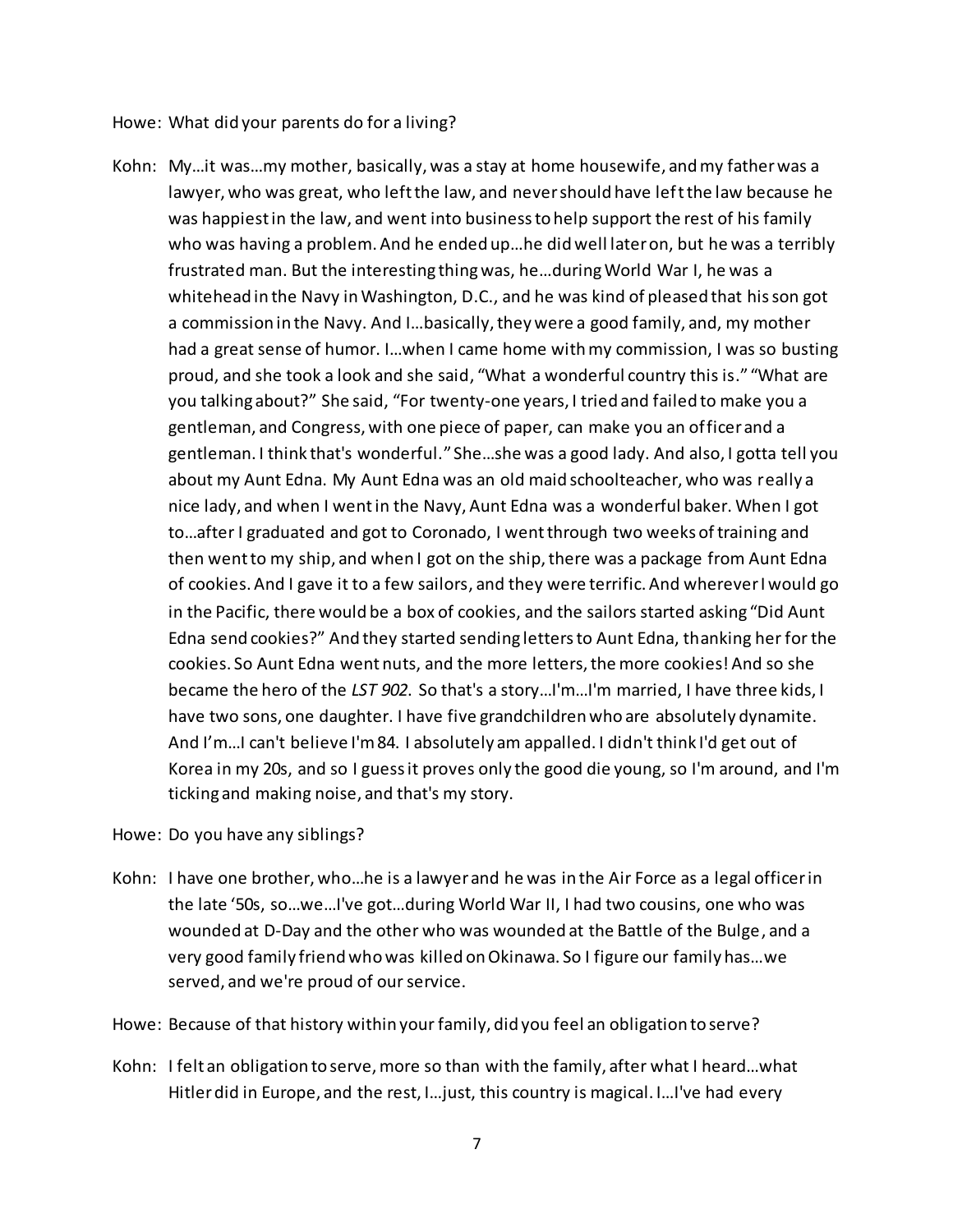Howe: What did your parents do for a living?

Kohn: My…it was…my mother, basically, was a stay at home housewife, and my father was a lawyer, who was great, who left the law, and never should have left the law because he was happiest in the law, and went into business to help support the rest of his family who was having a problem. And he ended up…he did well later on, but he was a terribly frustrated man. But the interesting thing was, he…during World War I, he was a whitehead in the Navy in Washington, D.C., and he was kind of pleased that his son got a commission in the Navy. And I…basically, they were a good family, and, my mother had a great sense of humor. I…when I came home with my commission, I was so busting proud, and she took a look and she said, "What a wonderful country this is." "What are you talking about?" She said, "For twenty-one years, I tried and failed to make you a gentleman, and Congress, with one piece of paper, can make you an officer and a gentleman. I think that's wonderful." She…she was a good lady. And also, I gotta tell you about my Aunt Edna. My Aunt Edna was an old maid schoolteacher, who was really a nice lady, and when I went in the Navy, Aunt Edna was a wonderful baker. When I got to…after I graduated and got to Coronado, I went through two weeks of training and then went to my ship, and when I got on the ship, there was a package from Aunt Edna of cookies. And I gave it to a few sailors, and they were terrific. And wherever I would go in the Pacific, there would be a box of cookies, and the sailors started asking "Did Aunt Edna send cookies?" And they started sending letters to Aunt Edna, thanking her for the cookies. So Aunt Edna went nuts, and the more letters, the more cookies! And so she became the hero of the *LST 902*. So that's a story…I'm…I'm married, I have three kids, I have two sons, one daughter. I have five grandchildren who are absolutely dynamite. And I'm…I can't believe I'm 84. I absolutely am appalled. I didn't think I'd get out of Korea in my 20s, and so I guess it proves only the good die young, so I'm around, and I'm ticking and making noise, and that's my story.

Howe: Do you have any siblings?

Kohn: I have one brother, who…he is a lawyer and he was in the Air Force as a legal officer in the late '50s, so…we…I've got…during World War II, I had two cousins, one who was wounded at D-Day and the other who was wounded at the Battle of the Bulge, and a very good family friend who was killed on Okinawa. So I figure our family has…we served, and we're proud of our service.

Howe: Because of that history within your family, did you feel an obligation to serve?

Kohn: I felt an obligation to serve, more so than with the family, after what I heard…what Hitler did in Europe, and the rest, I…just, this country is magical. I…I've had every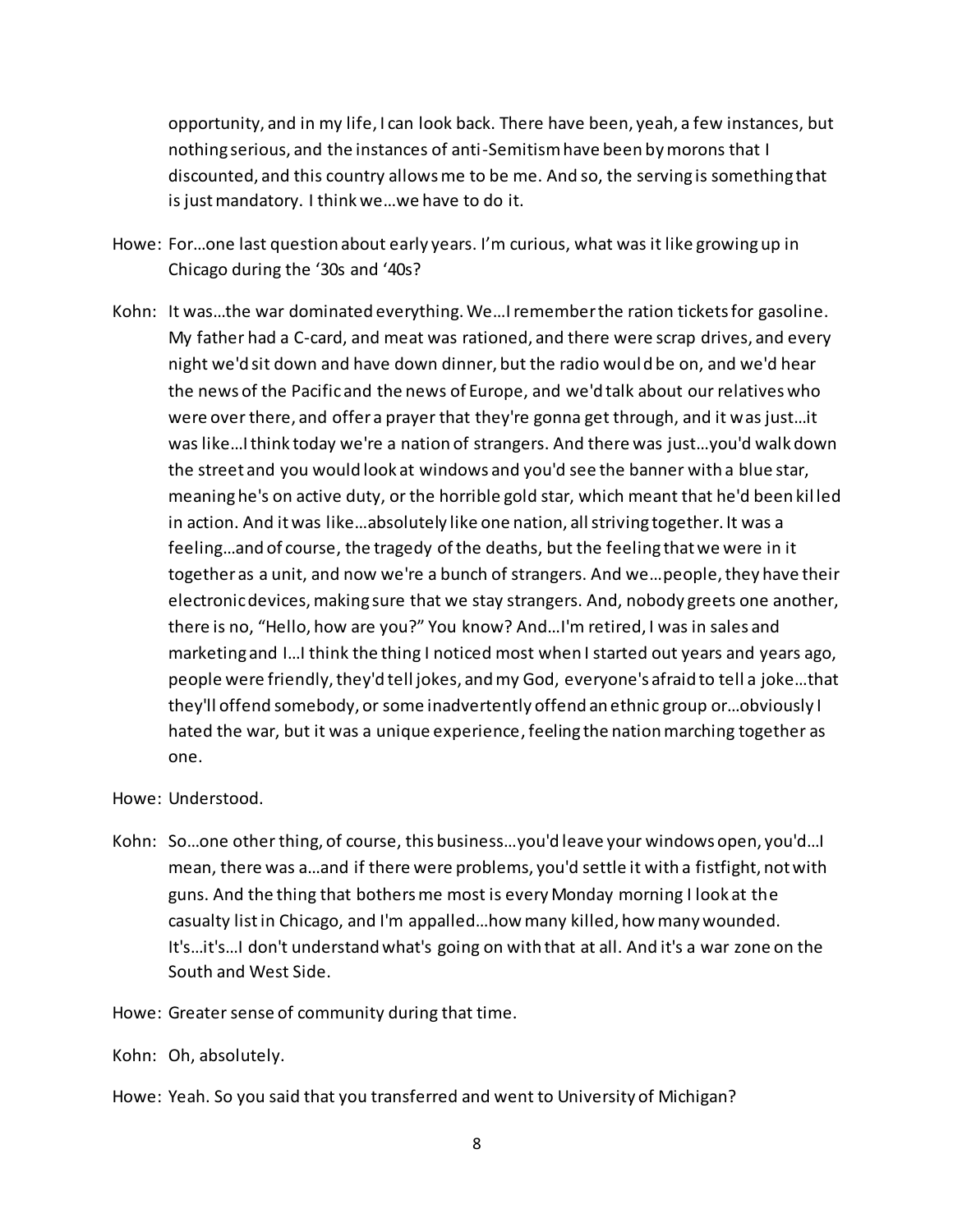opportunity, and in my life, I can look back. There have been, yeah, a few instances, but nothing serious, and the instances of anti-Semitism have been by morons that I discounted, and this country allows me to be me. And so, the serving is something that is just mandatory. I think we…we have to do it.

Howe: For…one last question about early years. I'm curious, what was it like growing up in Chicago during the '30s and '40s?

Kohn: It was…the war dominated everything. We…I remember the ration tickets for gasoline. My father had a C-card, and meat was rationed, and there were scrap drives, and every night we'd sit down and have down dinner, but the radio would be on, and we'd hear the news of the Pacific and the news of Europe, and we'd talk about our relatives who were over there, and offer a prayer that they're gonna get through, and it was just…it was like…I think today we're a nation of strangers. And there was just…you'd walk down the street and you would look at windows and you'd see the banner with a blue star, meaning he's on active duty, or the horrible gold star, which meant that he'd been killed in action. And it was like…absolutely like one nation, all striving together. It was a feeling…and of course, the tragedy of the deaths, but the feeling that we were in it together as a unit, and now we're a bunch of strangers. And we…people, they have their electronic devices, making sure that we stay strangers. And, nobody greets one another, there is no, "Hello, how are you?" You know? And…I'm retired, I was in sales and marketing and I…I think the thing I noticed most when I started out years and years ago, people were friendly, they'd tell jokes, and my God, everyone's afraid to tell a joke…that they'll offend somebody, or some inadvertently offend an ethnic group or…obviously I hated the war, but it was a unique experience, feeling the nation marching together as one.

Howe: Understood.

Kohn: So…one other thing, of course, this business…you'd leave your windows open, you'd…I mean, there was a…and if there were problems, you'd settle it with a fistfight, not with guns. And the thing that bothers me most is every Monday morning I look at the casualty list in Chicago, and I'm appalled…how many killed, how many wounded. It's…it's…I don't understand what's going on with that at all. And it's a war zone on the South and West Side.

Howe: Greater sense of community during that time.

Kohn: Oh, absolutely.

Howe: Yeah. So you said that you transferred and went to University of Michigan?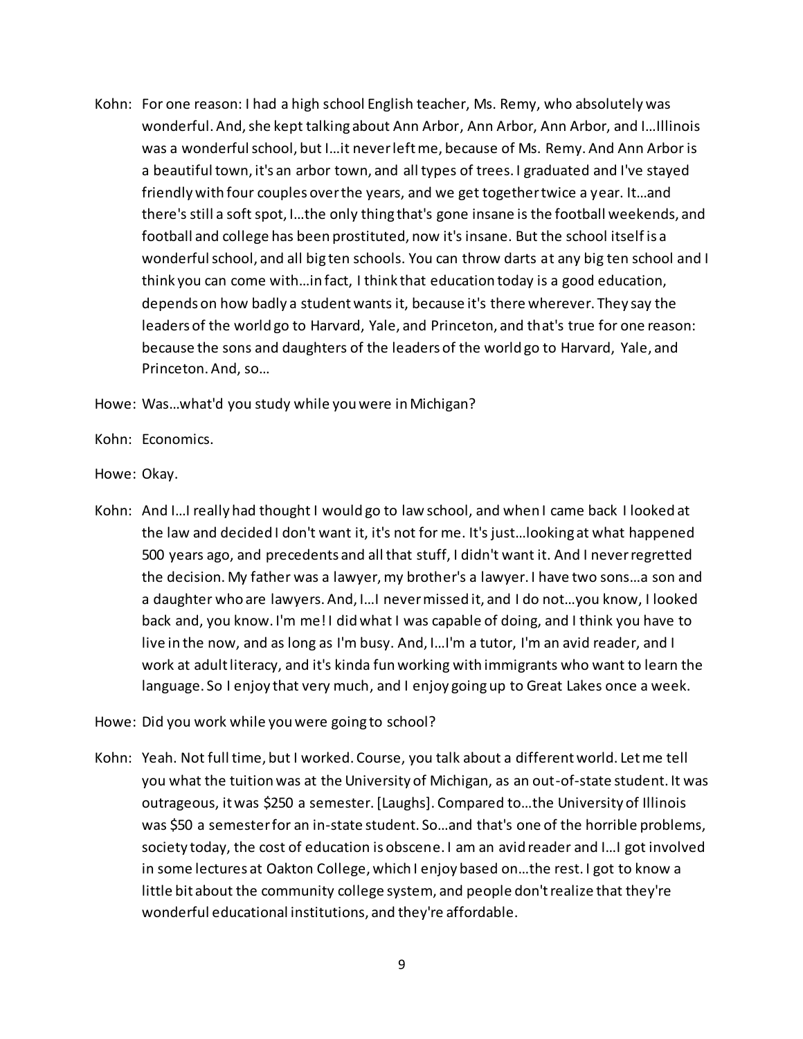Kohn: For one reason: I had a high school English teacher, Ms. Remy, who absolutely was wonderful. And, she kept talking about Ann Arbor, Ann Arbor, Ann Arbor, and I…Illinois was a wonderful school, but I…it never left me, because of Ms. Remy. And Ann Arbor is a beautiful town, it's an arbor town, and all types of trees. I graduated and I've stayed friendly with four couples over the years, and we get together twice a year. It…and there's still a soft spot, I…the only thing that's gone insane is the football weekends, and football and college has been prostituted, now it's insane. But the school itself is a wonderful school, and all big ten schools. You can throw darts at any big ten school and I think you can come with…in fact, I think that education today is a good education, depends on how badly a student wants it, because it's there wherever. They say the leaders of the world go to Harvard, Yale, and Princeton, and that's true for one reason: because the sons and daughters of the leaders of the world go to Harvard, Yale, and Princeton. And, so…

Howe: Was…what'd you study while you were in Michigan?

Kohn: Economics.

Howe: Okay.

Kohn: And I…I really had thought I would go to law school, and when I came back I looked at the law and decided I don't want it, it's not for me. It's just…looking at what happened 500 years ago, and precedents and all that stuff, I didn't want it. And I never regretted the decision. My father was a lawyer, my brother's a lawyer. I have two sons…a son and a daughter who are lawyers. And, I…I never missed it, and I do not…you know, I looked back and, you know. I'm me! I did what I was capable of doing, and I think you have to live in the now, and as long as I'm busy. And, I…I'm a tutor, I'm an avid reader, and I work at adult literacy, and it's kinda fun working with immigrants who want to learn the language. So I enjoy that very much, and I enjoy going up to Great Lakes once a week.

Howe: Did you work while you were going to school?

Kohn: Yeah. Not full time, but I worked. Course, you talk about a different world. Let me tell you what the tuition was at the University of Michigan, as an out-of-state student. It was outrageous, it was $250 a semester. [Laughs]. Compared to…the University of Illinois was $50 a semester for an in-state student. So…and that's one of the horrible problems, society today, the cost of education is obscene. I am an avid reader and I…I got involved in some lectures at Oakton College, which I enjoy based on…the rest. I got to know a little bit about the community college system, and people don't realize that they're wonderful educational institutions, and they're affordable.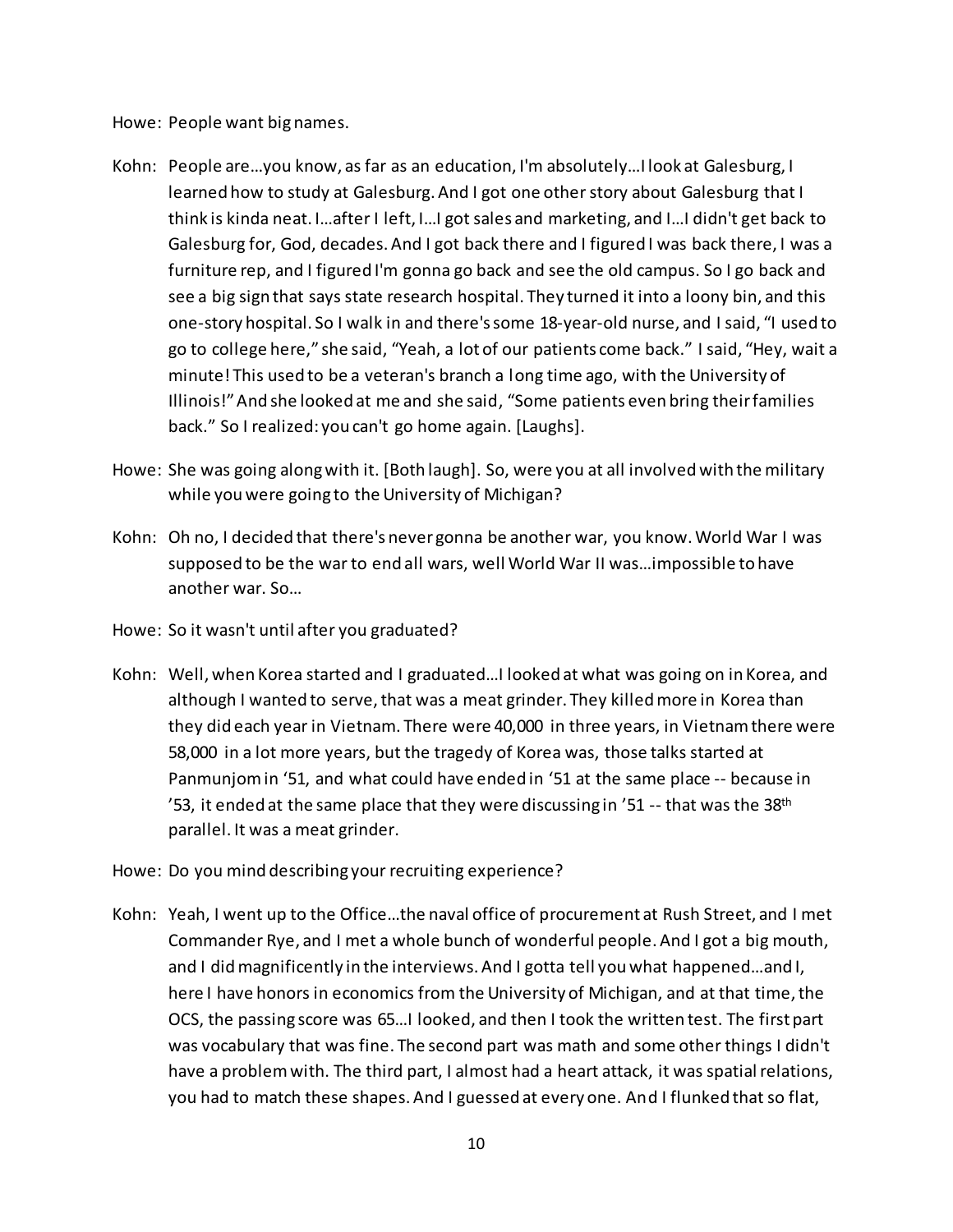Howe: People want big names.

Kohn: People are…you know, as far as an education, I'm absolutely…I look at Galesburg, I learned how to study at Galesburg. And I got one other story about Galesburg that I think is kinda neat. I…after I left, I…I got sales and marketing, and I…I didn't get back to Galesburg for, God, decades. And I got back there and I figured I was back there, I was a furniture rep, and I figured I'm gonna go back and see the old campus. So I go back and see a big sign that says state research hospital. They turned it into a loony bin, and this one-story hospital. So I walk in and there's some 18-year-old nurse, and I said, "I used to go to college here," she said, "Yeah, a lot of our patients come back." I said, "Hey, wait a minute! This used to be a veteran's branch a long time ago, with the University of Illinois!" And she looked at me and she said, "Some patients even bring their families back." So I realized: you can't go home again. [Laughs].

Howe: She was going along with it. [Both laugh]. So, were you at all involved with the military while you were going to the University of Michigan?

Kohn: Oh no, I decided that there's never gonna be another war, you know. World War I was supposed to be the war to end all wars, well World War II was…impossible to have another war. So…

Howe: So it wasn't until after you graduated?

Kohn: Well, when Korea started and I graduated…I looked at what was going on in Korea, and although I wanted to serve, that was a meat grinder. They killed more in Korea than they did each year in Vietnam. There were 40,000 in three years, in Vietnam there were 58,000 in a lot more years, but the tragedy of Korea was, those talks started at Panmunjom in '51, and what could have ended in '51 at the same place -- because in '53, it ended at the same place that they were discussing in '51 -- that was the 38th parallel. It was a meat grinder.

Howe: Do you mind describing your recruiting experience?

Kohn: Yeah, I went up to the Office…the naval office of procurement at Rush Street, and I met Commander Rye, and I met a whole bunch of wonderful people. And I got a big mouth, and I did magnificently in the interviews. And I gotta tell you what happened…and I, here I have honors in economics from the University of Michigan, and at that time, the OCS, the passing score was 65…I looked, and then I took the written test. The first part was vocabulary that was fine. The second part was math and some other things I didn't have a problem with. The third part, I almost had a heart attack, it was spatial relations, you had to match these shapes. And I guessed at every one. And I flunked that so flat,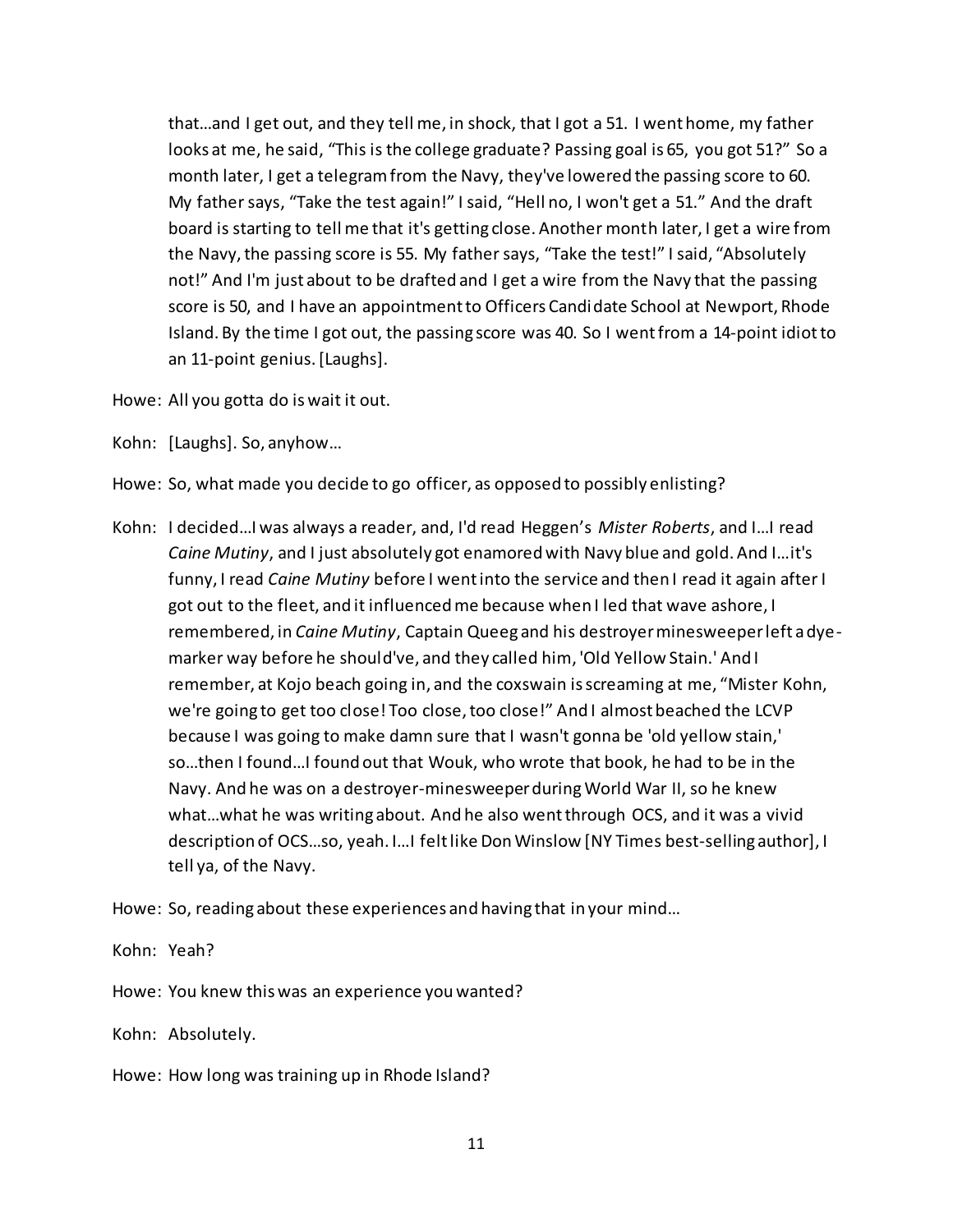that…and I get out, and they tell me, in shock, that I got a 51. I went home, my father looks at me, he said, "This is the college graduate? Passing goal is 65, you got 51?" So a month later, I get a telegram from the Navy, they've lowered the passing score to 60. My father says, "Take the test again!" I said, "Hell no, I won't get a 51." And the draft board is starting to tell me that it's getting close. Another month later, I get a wire from the Navy, the passing score is 55. My father says, "Take the test!" I said, "Absolutely not!" And I'm just about to be drafted and I get a wire from the Navy that the passing score is 50, and I have an appointment to Officers Candidate School at Newport, Rhode Island. By the time I got out, the passing score was 40. So I went from a 14-point idiot to an 11-point genius. [Laughs].

Howe: All you gotta do is wait it out.

Kohn: [Laughs]. So, anyhow…

Howe: So, what made you decide to go officer, as opposed to possibly enlisting?

Kohn: I decided…I was always a reader, and, I'd read Heggen's *Mister Roberts*, and I…I read *Caine Mutiny*, and I just absolutely got enamored with Navy blue and gold. And I…it's funny, I read *Caine Mutiny* before I went into the service and then I read it again after I got out to the fleet, and it influenced me because when I led that wave ashore, I remembered, in *Caine Mutiny*, Captain Queeg and his destroyer minesweeper left a dye-marker way before he should've, and they called him, 'Old Yellow Stain.' And I remember, at Kojo beach going in, and the coxswain is screaming at me, "Mister Kohn, we're going to get too close! Too close, too close!" And I almost beached the LCVP because I was going to make damn sure that I wasn't gonna be 'old yellow stain,' so…then I found…I found out that Wouk, who wrote that book, he had to be in the Navy. And he was on a destroyer-minesweeper during World War II, so he knew what…what he was writing about. And he also went through OCS, and it was a vivid description of OCS…so, yeah. I…I felt like Don Winslow [NY Times best-selling author], I tell ya, of the Navy.

Howe: So, reading about these experiences and having that in your mind…

Kohn: Yeah?

Howe: You knew this was an experience you wanted?

Kohn: Absolutely.

Howe: How long was training up in Rhode Island?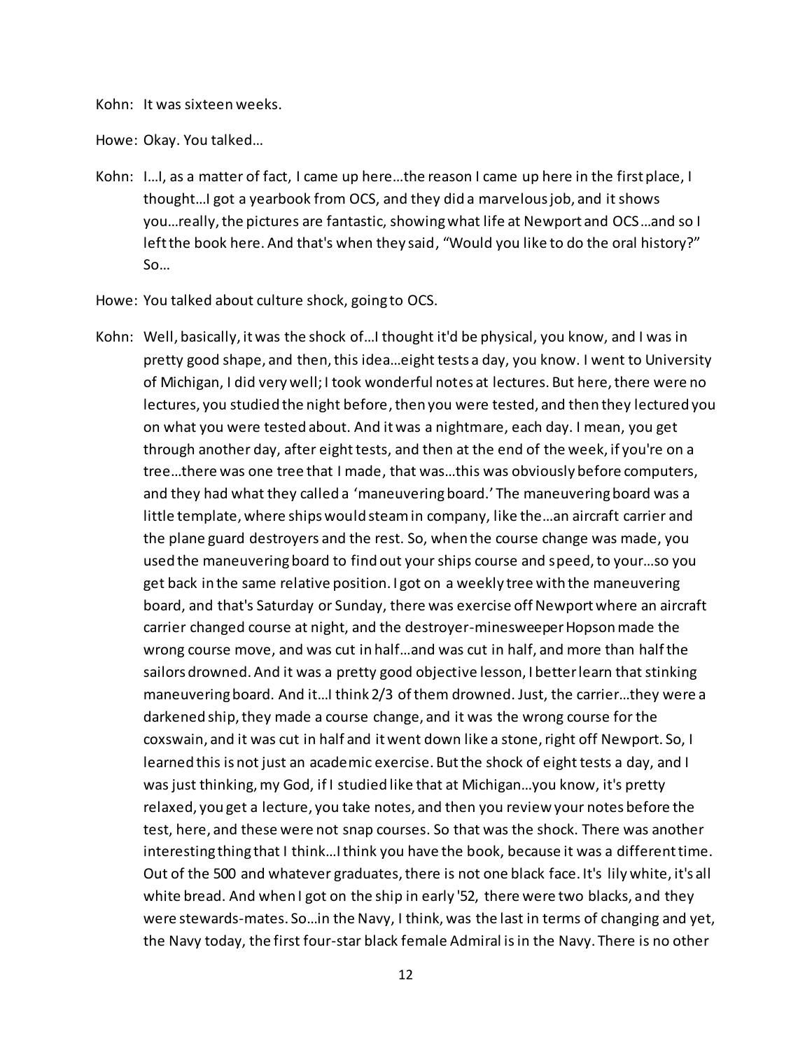Kohn: It was sixteen weeks.

Howe: Okay. You talked…

Kohn: I…I, as a matter of fact, I came up here…the reason I came up here in the first place, I thought…I got a yearbook from OCS, and they did a marvelous job, and it shows you…really, the pictures are fantastic, showing what life at Newport and OCS…and so I left the book here. And that's when they said, "Would you like to do the oral history?" So…

Howe: You talked about culture shock, going to OCS.

Kohn: Well, basically, it was the shock of…I thought it'd be physical, you know, and I was in pretty good shape, and then, this idea…eight tests a day, you know. I went to University of Michigan, I did very well; I took wonderful notes at lectures. But here, there were no lectures, you studied the night before, then you were tested, and then they lectured you on what you were tested about. And it was a nightmare, each day. I mean, you get through another day, after eight tests, and then at the end of the week, if you're on a tree…there was one tree that I made, that was…this was obviously before computers, and they had what they called a 'maneuvering board.' The maneuvering board was a little template, where ships would steam in company, like the…an aircraft carrier and the plane guard destroyers and the rest. So, when the course change was made, you used the maneuvering board to find out your ships course and speed, to your…so you get back in the same relative position. I got on a weekly tree with the maneuvering board, and that's Saturday or Sunday, there was exercise off Newport where an aircraft carrier changed course at night, and the destroyer-minesweeper Hopson made the wrong course move, and was cut in half…and was cut in half, and more than half the sailors drowned. And it was a pretty good objective lesson, I better learn that stinking maneuvering board. And it…I think 2/3 of them drowned. Just, the carrier…they were a darkened ship, they made a course change, and it was the wrong course for the coxswain, and it was cut in half and it went down like a stone, right off Newport. So, I learned this is not just an academic exercise. But the shock of eight tests a day, and I was just thinking, my God, if I studied like that at Michigan…you know, it's pretty relaxed, you get a lecture, you take notes, and then you review your notes before the test, here, and these were not snap courses. So that was the shock. There was another interesting thing that I think…I think you have the book, because it was a different time. Out of the 500 and whatever graduates, there is not one black face. It's lily white, it's all white bread. And when I got on the ship in early '52, there were two blacks, and they were stewards-mates. So…in the Navy, I think, was the last in terms of changing and yet, the Navy today, the first four-star black female Admiral is in the Navy. There is no other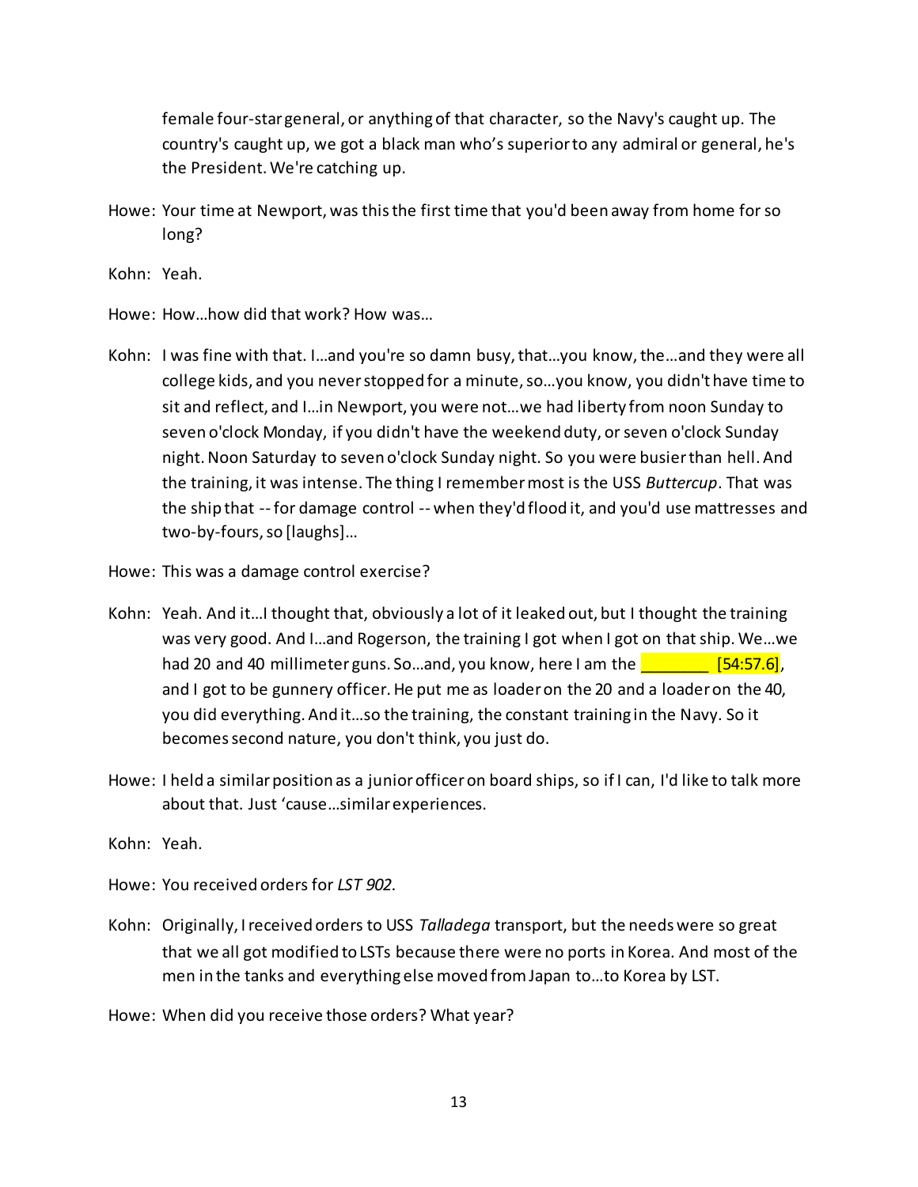female four-star general, or anything of that character, so the Navy's caught up. The country's caught up, we got a black man who's superior to any admiral or general, he's the President. We're catching up.

Howe: Your time at Newport, was this the first time that you'd been away from home for so long?

Kohn: Yeah.

Howe: How…how did that work? How was…

Kohn: I was fine with that. I…and you're so damn busy, that…you know, the…and they were all college kids, and you never stopped for a minute, so…you know, you didn't have time to sit and reflect, and I…in Newport, you were not…we had liberty from noon Sunday to seven o'clock Monday, if you didn't have the weekend duty, or seven o'clock Sunday night. Noon Saturday to seven o'clock Sunday night. So you were busier than hell. And the training, it was intense. The thing I remember most is the USS *Buttercup*. That was the ship that -- for damage control -- when they'd flood it, and you'd use mattresses and two-by-fours, so [laughs]…

Howe: This was a damage control exercise?

Kohn: Yeah. And it…I thought that, obviously a lot of it leaked out, but I thought the training was very good. And I…and Rogerson, the training I got when I got on that ship. We…we had 20 and 40 millimeter guns. So…and, you know, here I am the ________ [54:57.6], and I got to be gunnery officer. He put me as loader on the 20 and a loader on the 40, you did everything. And it…so the training, the constant training in the Navy. So it becomes second nature, you don't think, you just do.

Howe: I held a similar position as a junior officer on board ships, so if I can, I'd like to talk more about that. Just 'cause…similar experiences.

Kohn: Yeah.

Howe: You received orders for *LST 902*.

Kohn: Originally, I received orders to USS *Talladega* transport, but the needs were so great that we all got modified to LSTs because there were no ports in Korea. And most of the men in the tanks and everything else moved from Japan to…to Korea by LST.

Howe: When did you receive those orders? What year?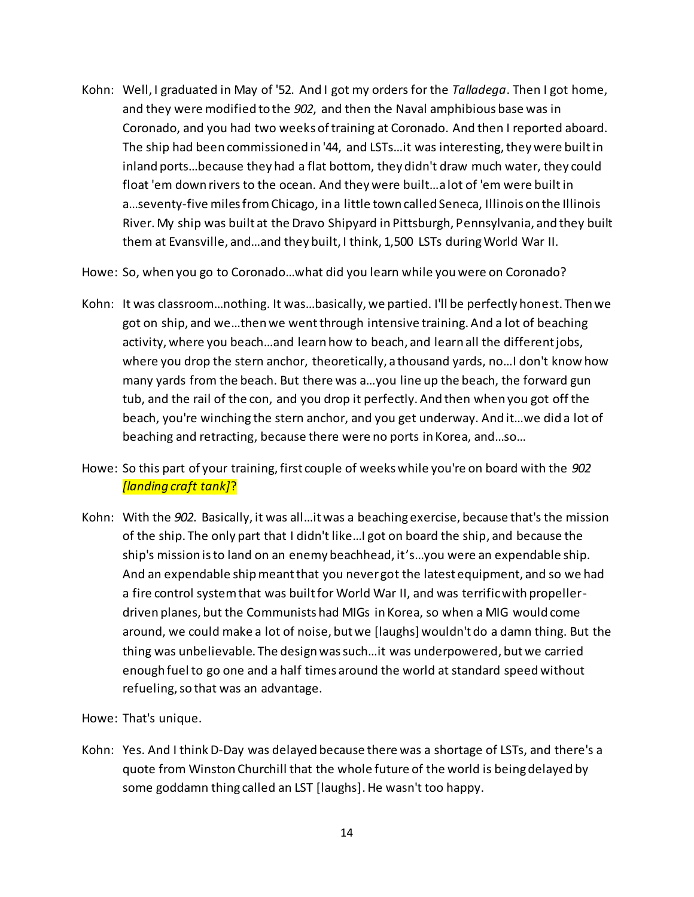Kohn: Well, I graduated in May of '52. And I got my orders for the *Talladega*. Then I got home, and they were modified to the *902*, and then the Naval amphibious base was in Coronado, and you had two weeks of training at Coronado. And then I reported aboard. The ship had been commissioned in '44, and LSTs…it was interesting, they were built in inland ports…because they had a flat bottom, they didn't draw much water, they could float 'em down rivers to the ocean. And they were built…a lot of 'em were built in a…seventy-five miles from Chicago, in a little town called Seneca, Illinois on the Illinois River. My ship was built at the Dravo Shipyard in Pittsburgh, Pennsylvania, and they built them at Evansville, and…and they built, I think, 1,500 LSTs during World War II.

Howe: So, when you go to Coronado…what did you learn while you were on Coronado?

Kohn: It was classroom…nothing. It was…basically, we partied. I'll be perfectly honest. Then we got on ship, and we…then we went through intensive training. And a lot of beaching activity, where you beach…and learn how to beach, and learn all the different jobs, where you drop the stern anchor, theoretically, a thousand yards, no…I don't know how many yards from the beach. But there was a…you line up the beach, the forward gun tub, and the rail of the con, and you drop it perfectly. And then when you got off the beach, you're winching the stern anchor, and you get underway. And it…we did a lot of beaching and retracting, because there were no ports in Korea, and…so…

Howe: So this part of your training, first couple of weeks while you're on board with the *902 [landing craft tank]*?

Kohn: With the *902*. Basically, it was all…it was a beaching exercise, because that's the mission of the ship. The only part that I didn't like…I got on board the ship, and because the ship's mission is to land on an enemy beachhead, it's…you were an expendable ship. And an expendable ship meant that you never got the latest equipment, and so we had a fire control system that was built for World War II, and was terrific with propeller-driven planes, but the Communists had MIGs in Korea, so when a MIG would come around, we could make a lot of noise, but we [laughs] wouldn't do a damn thing. But the thing was unbelievable. The design was such…it was underpowered, but we carried enough fuel to go one and a half times around the world at standard speed without refueling, so that was an advantage.

Howe: That's unique.

Kohn: Yes. And I think D-Day was delayed because there was a shortage of LSTs, and there's a quote from Winston Churchill that the whole future of the world is being delayed by some goddamn thing called an LST [laughs]. He wasn't too happy.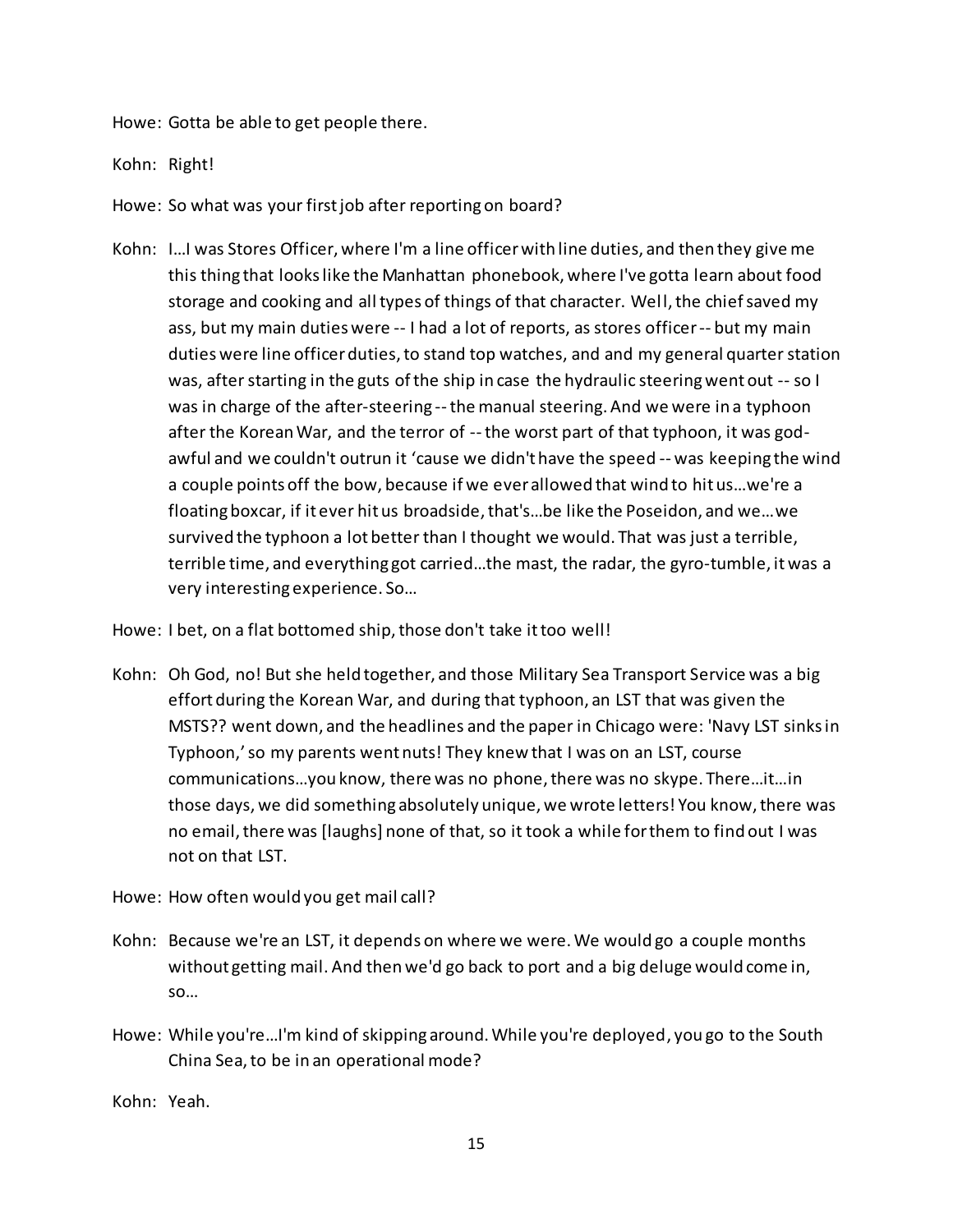Howe: Gotta be able to get people there.

Kohn: Right!

Howe: So what was your first job after reporting on board?

Kohn: I…I was Stores Officer, where I'm a line officer with line duties, and then they give me this thing that looks like the Manhattan phonebook, where I've gotta learn about food storage and cooking and all types of things of that character. Well, the chief saved my ass, but my main duties were -- I had a lot of reports, as stores officer -- but my main duties were line officer duties, to stand top watches, and and my general quarter station was, after starting in the guts of the ship in case the hydraulic steering went out -- so I was in charge of the after-steering -- the manual steering. And we were in a typhoon after the Korean War, and the terror of -- the worst part of that typhoon, it was god-awful and we couldn't outrun it 'cause we didn't have the speed -- was keeping the wind a couple points off the bow, because if we ever allowed that wind to hit us…we're a floating boxcar, if it ever hit us broadside, that's…be like the Poseidon, and we…we survived the typhoon a lot better than I thought we would. That was just a terrible, terrible time, and everything got carried…the mast, the radar, the gyro-tumble, it was a very interesting experience. So…

Howe: I bet, on a flat bottomed ship, those don't take it too well!

Kohn: Oh God, no! But she held together, and those Military Sea Transport Service was a big effort during the Korean War, and during that typhoon, an LST that was given the MSTS?? went down, and the headlines and the paper in Chicago were: 'Navy LST sinks in Typhoon,' so my parents went nuts! They knew that I was on an LST, course communications…you know, there was no phone, there was no skype. There…it…in those days, we did something absolutely unique, we wrote letters! You know, there was no email, there was [laughs] none of that, so it took a while for them to find out I was not on that LST.

Howe: How often would you get mail call?

Kohn: Because we're an LST, it depends on where we were. We would go a couple months without getting mail. And then we'd go back to port and a big deluge would come in, so…

Howe: While you're…I'm kind of skipping around. While you're deployed, you go to the South China Sea, to be in an operational mode?

Kohn: Yeah.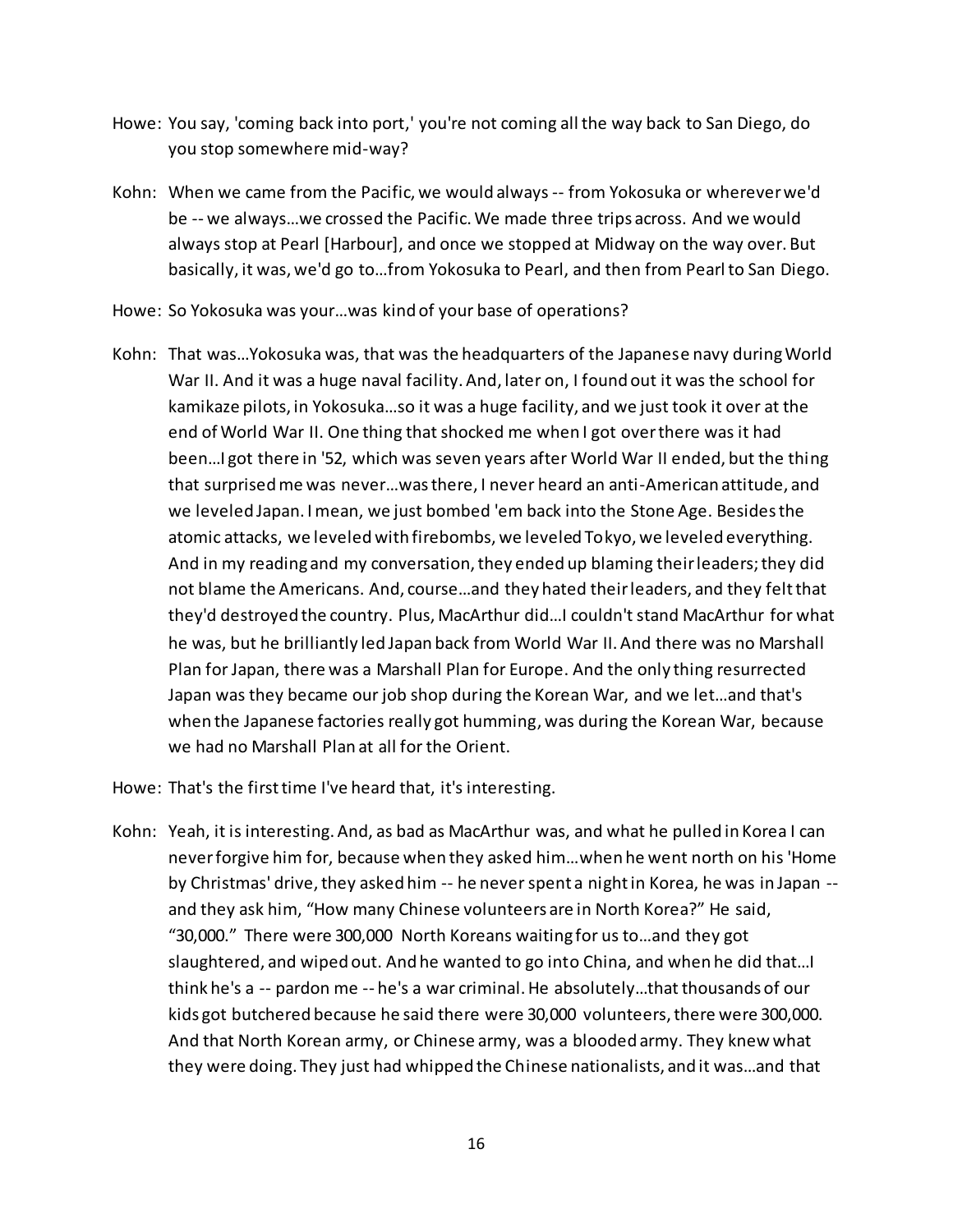Howe: You say, 'coming back into port,' you're not coming all the way back to San Diego, do you stop somewhere mid-way?

Kohn: When we came from the Pacific, we would always -- from Yokosuka or wherever we'd be -- we always…we crossed the Pacific. We made three trips across. And we would always stop at Pearl [Harbour], and once we stopped at Midway on the way over. But basically, it was, we'd go to…from Yokosuka to Pearl, and then from Pearl to San Diego.

Howe: So Yokosuka was your…was kind of your base of operations?

Kohn: That was…Yokosuka was, that was the headquarters of the Japanese navy during World War II. And it was a huge naval facility. And, later on, I found out it was the school for kamikaze pilots, in Yokosuka…so it was a huge facility, and we just took it over at the end of World War II. One thing that shocked me when I got over there was it had been…I got there in '52, which was seven years after World War II ended, but the thing that surprised me was never…was there, I never heard an anti-American attitude, and we leveled Japan. I mean, we just bombed 'em back into the Stone Age. Besides the atomic attacks, we leveled with firebombs, we leveled Tokyo, we leveled everything. And in my reading and my conversation, they ended up blaming their leaders; they did not blame the Americans. And, course…and they hated their leaders, and they felt that they'd destroyed the country. Plus, MacArthur did…I couldn't stand MacArthur for what he was, but he brilliantly led Japan back from World War II. And there was no Marshall Plan for Japan, there was a Marshall Plan for Europe. And the only thing resurrected Japan was they became our job shop during the Korean War, and we let…and that's when the Japanese factories really got humming, was during the Korean War, because we had no Marshall Plan at all for the Orient.

Howe: That's the first time I've heard that, it's interesting.

Kohn: Yeah, it is interesting. And, as bad as MacArthur was, and what he pulled in Korea I can never forgive him for, because when they asked him…when he went north on his 'Home by Christmas' drive, they asked him -- he never spent a night in Korea, he was in Japan -- and they ask him, "How many Chinese volunteers are in North Korea?" He said, "30,000." There were 300,000 North Koreans waiting for us to…and they got slaughtered, and wiped out. And he wanted to go into China, and when he did that…I think he's a -- pardon me -- he's a war criminal. He absolutely…that thousands of our kids got butchered because he said there were 30,000 volunteers, there were 300,000. And that North Korean army, or Chinese army, was a blooded army. They knew what they were doing. They just had whipped the Chinese nationalists, and it was…and that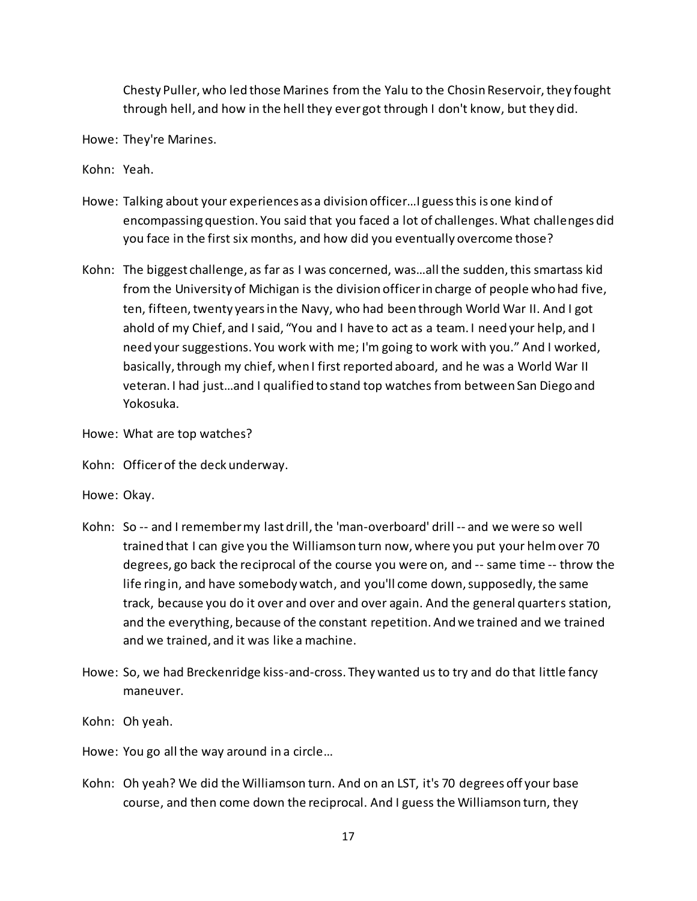Chesty Puller, who led those Marines from the Yalu to the Chosin Reservoir, they fought through hell, and how in the hell they ever got through I don't know, but they did.

Howe: They're Marines.

Kohn: Yeah.

Howe: Talking about your experiences as a division officer…I guess this is one kind of encompassing question. You said that you faced a lot of challenges. What challenges did you face in the first six months, and how did you eventually overcome those?

Kohn: The biggest challenge, as far as I was concerned, was…all the sudden, this smartass kid from the University of Michigan is the division officer in charge of people who had five, ten, fifteen, twenty years in the Navy, who had been through World War II. And I got ahold of my Chief, and I said, "You and I have to act as a team. I need your help, and I need your suggestions. You work with me; I'm going to work with you." And I worked, basically, through my chief, when I first reported aboard, and he was a World War II veteran. I had just…and I qualified to stand top watches from between San Diego and Yokosuka.

Howe: What are top watches?

Kohn: Officer of the deck underway.

Howe: Okay.

Kohn: So -- and I remember my last drill, the 'man-overboard' drill -- and we were so well trained that I can give you the Williamson turn now, where you put your helm over 70 degrees, go back the reciprocal of the course you were on, and -- same time -- throw the life ring in, and have somebody watch, and you'll come down, supposedly, the same track, because you do it over and over and over again. And the general quarters station, and the everything, because of the constant repetition. And we trained and we trained and we trained, and it was like a machine.

Howe: So, we had Breckenridge kiss-and-cross. They wanted us to try and do that little fancy maneuver.

Kohn: Oh yeah.

Howe: You go all the way around in a circle…

Kohn: Oh yeah? We did the Williamson turn. And on an LST, it's 70 degrees off your base course, and then come down the reciprocal. And I guess the Williamson turn, they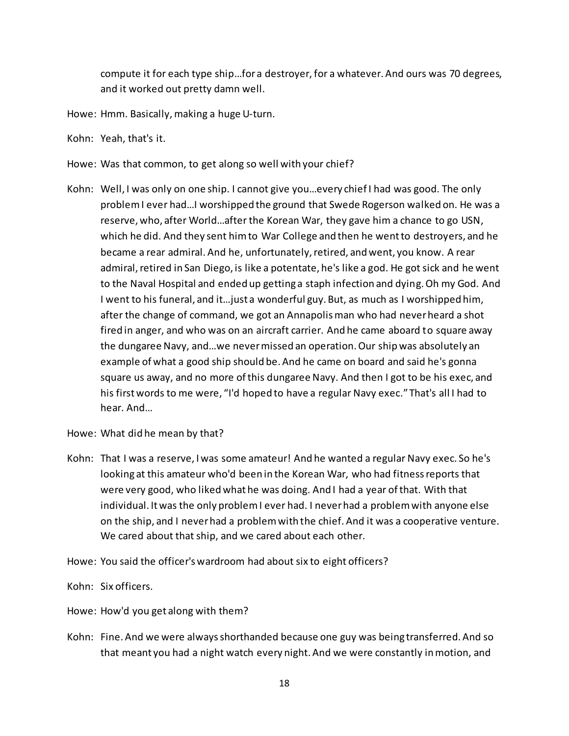compute it for each type ship…for a destroyer, for a whatever. And ours was 70 degrees, and it worked out pretty damn well.

Howe: Hmm. Basically, making a huge U-turn.

Kohn: Yeah, that's it.

Howe: Was that common, to get along so well with your chief?

Kohn: Well, I was only on one ship. I cannot give you…every chief I had was good. The only problem I ever had…I worshipped the ground that Swede Rogerson walked on. He was a reserve, who, after World…after the Korean War, they gave him a chance to go USN, which he did. And they sent him to War College and then he went to destroyers, and he became a rear admiral. And he, unfortunately, retired, and went, you know. A rear admiral, retired in San Diego, is like a potentate, he's like a god. He got sick and he went to the Naval Hospital and ended up getting a staph infection and dying. Oh my God. And I went to his funeral, and it…just a wonderful guy. But, as much as I worshipped him, after the change of command, we got an Annapolis man who had never heard a shot fired in anger, and who was on an aircraft carrier. And he came aboard to square away the dungaree Navy, and…we never missed an operation. Our ship was absolutely an example of what a good ship should be. And he came on board and said he's gonna square us away, and no more of this dungaree Navy. And then I got to be his exec, and his first words to me were, "I'd hoped to have a regular Navy exec." That's all I had to hear. And…

Howe: What did he mean by that?

Kohn: That I was a reserve, I was some amateur! And he wanted a regular Navy exec. So he's looking at this amateur who'd been in the Korean War, who had fitness reports that were very good, who liked what he was doing. And I had a year of that. With that individual. It was the only problem I ever had. I never had a problem with anyone else on the ship, and I never had a problem with the chief. And it was a cooperative venture. We cared about that ship, and we cared about each other.

Howe: You said the officer's wardroom had about six to eight officers?

Kohn: Six officers.

Howe: How'd you get along with them?

Kohn: Fine. And we were always shorthanded because one guy was being transferred. And so that meant you had a night watch every night. And we were constantly in motion, and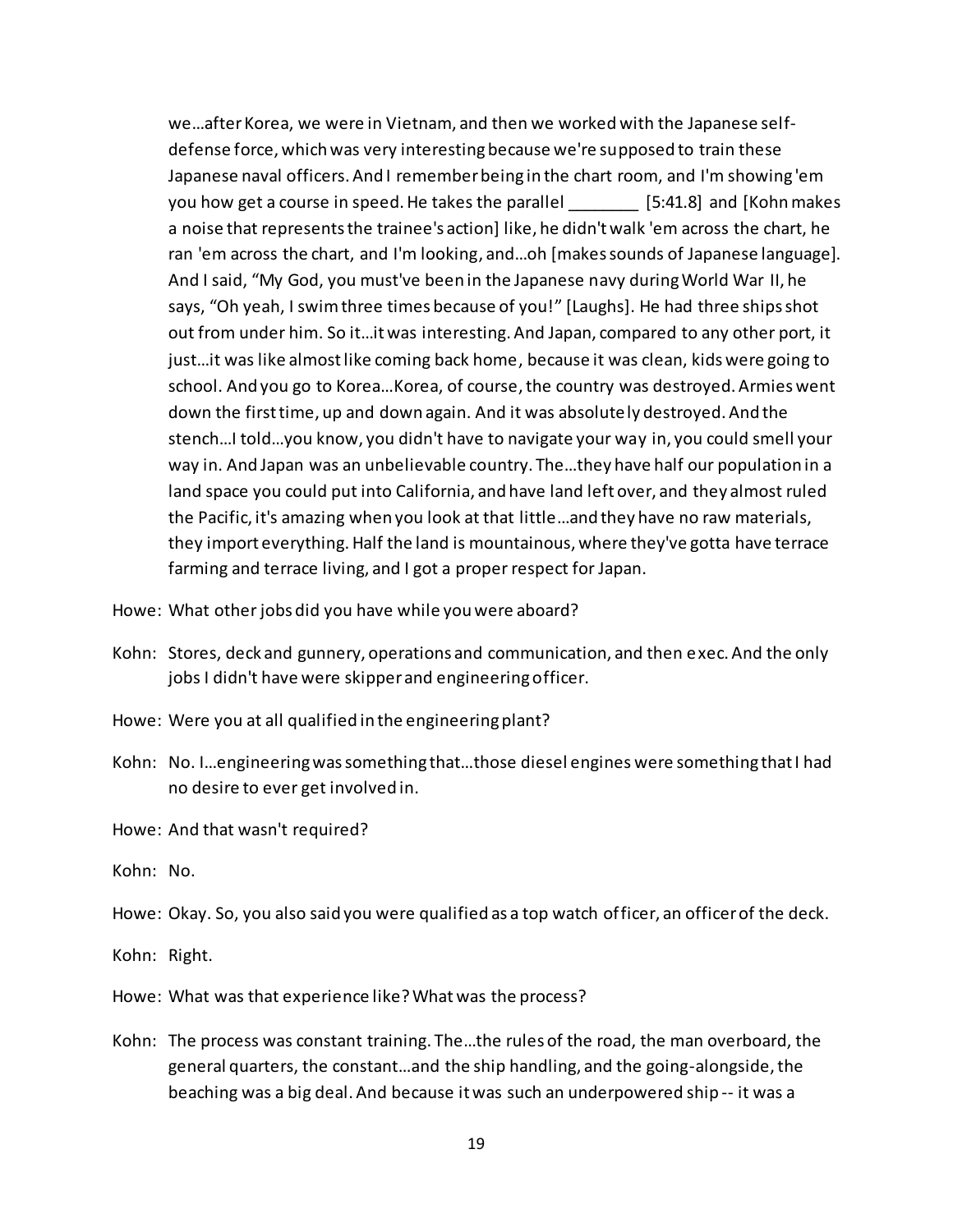we…after Korea, we were in Vietnam, and then we worked with the Japanese self-defense force, which was very interesting because we're supposed to train these Japanese naval officers. And I remember being in the chart room, and I'm showing 'em you how get a course in speed. He takes the parallel _______ [5:41.8] and [Kohn makes a noise that represents the trainee's action] like, he didn't walk 'em across the chart, he ran 'em across the chart, and I'm looking, and…oh [makes sounds of Japanese language]. And I said, "My God, you must've been in the Japanese navy during World War II, he says, "Oh yeah, I swim three times because of you!" [Laughs]. He had three ships shot out from under him. So it…it was interesting. And Japan, compared to any other port, it just…it was like almost like coming back home, because it was clean, kids were going to school. And you go to Korea…Korea, of course, the country was destroyed. Armies went down the first time, up and down again. And it was absolutely destroyed. And the stench…I told…you know, you didn't have to navigate your way in, you could smell your way in. And Japan was an unbelievable country. The…they have half our population in a land space you could put into California, and have land left over, and they almost ruled the Pacific, it's amazing when you look at that little…and they have no raw materials, they import everything. Half the land is mountainous, where they've gotta have terrace farming and terrace living, and I got a proper respect for Japan.

Howe: What other jobs did you have while you were aboard?

Kohn: Stores, deck and gunnery, operations and communication, and then exec. And the only jobs I didn't have were skipper and engineering officer.

Howe: Were you at all qualified in the engineering plant?

Kohn: No. I…engineering was something that…those diesel engines were something that I had no desire to ever get involved in.

Howe: And that wasn't required?

Kohn: No.

Howe: Okay. So, you also said you were qualified as a top watch officer, an officer of the deck.

Kohn: Right.

Howe: What was that experience like? What was the process?

Kohn: The process was constant training. The…the rules of the road, the man overboard, the general quarters, the constant…and the ship handling, and the going-alongside, the beaching was a big deal. And because it was such an underpowered ship -- it was a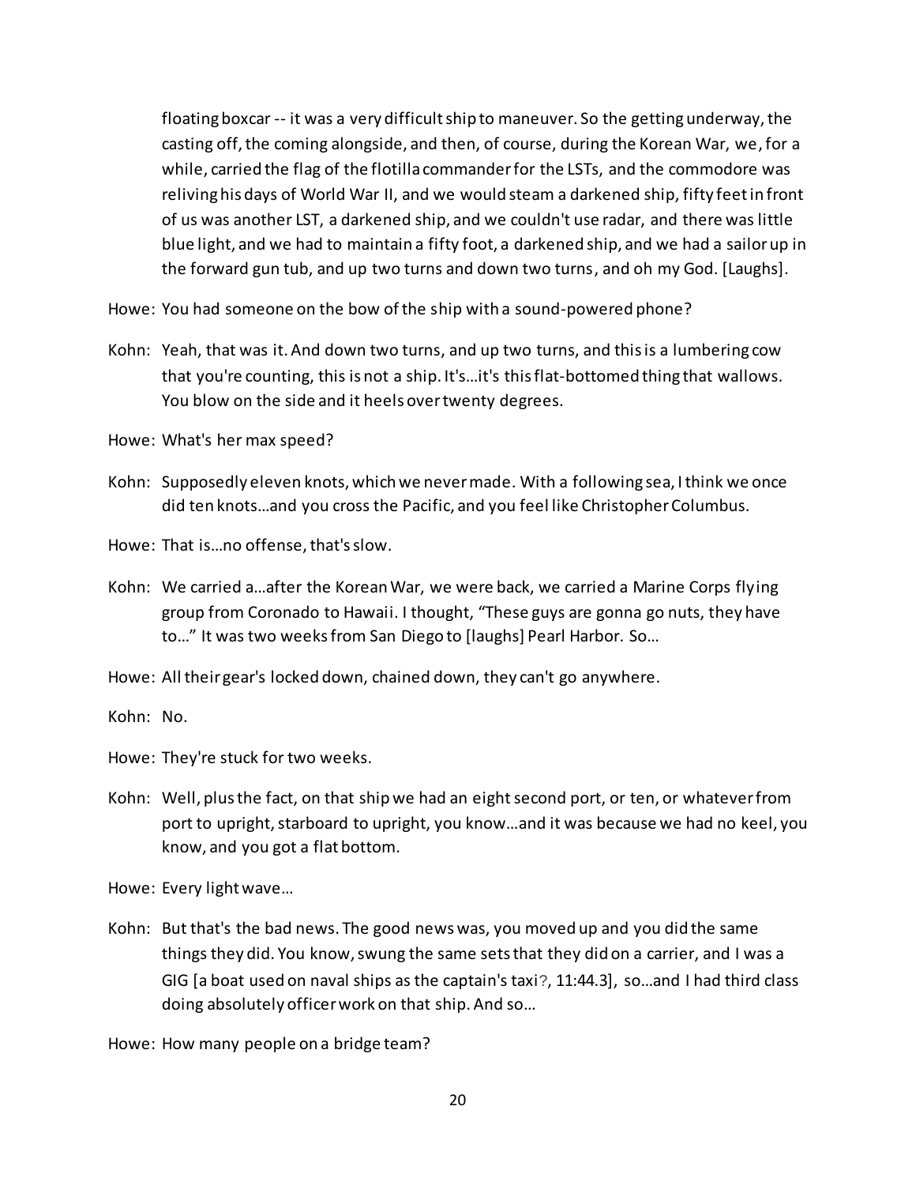floating boxcar -- it was a very difficult ship to maneuver. So the getting underway, the casting off, the coming alongside, and then, of course, during the Korean War, we, for a while, carried the flag of the flotilla commander for the LSTs, and the commodore was reliving his days of World War II, and we would steam a darkened ship, fifty feet in front of us was another LST, a darkened ship, and we couldn't use radar, and there was little blue light, and we had to maintain a fifty foot, a darkened ship, and we had a sailor up in the forward gun tub, and up two turns and down two turns, and oh my God. [Laughs].

Howe: You had someone on the bow of the ship with a sound-powered phone?

Kohn: Yeah, that was it. And down two turns, and up two turns, and this is a lumbering cow that you're counting, this is not a ship. It's…it's this flat-bottomed thing that wallows. You blow on the side and it heels over twenty degrees.

Howe: What's her max speed?

Kohn: Supposedly eleven knots, which we never made. With a following sea, I think we once did ten knots…and you cross the Pacific, and you feel like Christopher Columbus.

Howe: That is…no offense, that's slow.

Kohn: We carried a…after the Korean War, we were back, we carried a Marine Corps flying group from Coronado to Hawaii. I thought, "These guys are gonna go nuts, they have to…" It was two weeks from San Diego to [laughs] Pearl Harbor. So…

Howe: All their gear's locked down, chained down, they can't go anywhere.

Kohn: No.

Howe: They're stuck for two weeks.

Kohn: Well, plus the fact, on that ship we had an eight second port, or ten, or whatever from port to upright, starboard to upright, you know…and it was because we had no keel, you know, and you got a flat bottom.

Howe: Every light wave…

Kohn: But that's the bad news. The good news was, you moved up and you did the same things they did. You know, swung the same sets that they did on a carrier, and I was a GIG [a boat used on naval ships as the captain's taxi?, 11:44.3], so…and I had third class doing absolutely officer work on that ship. And so…

Howe: How many people on a bridge team?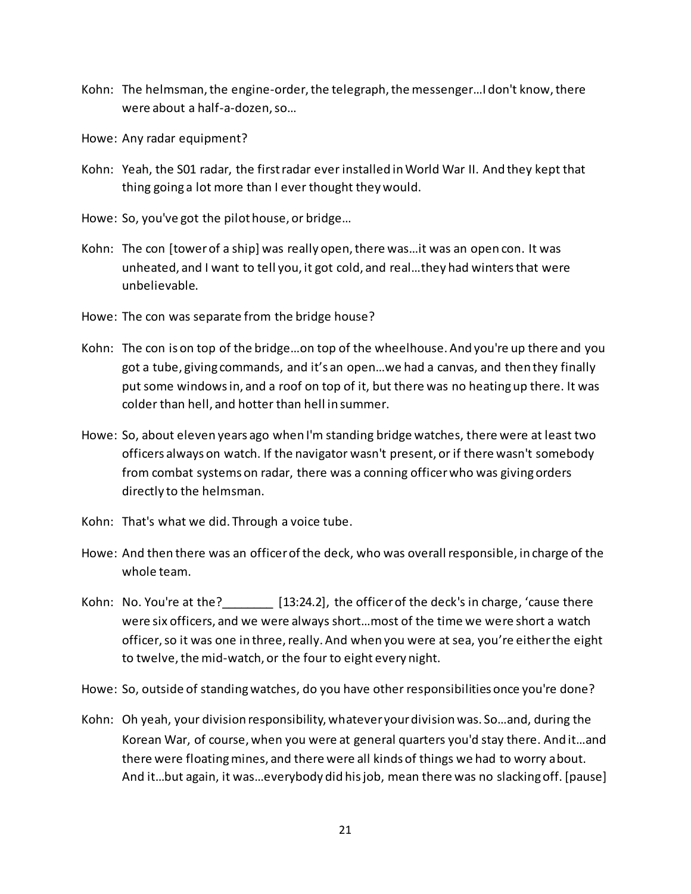Kohn: The helmsman, the engine-order, the telegraph, the messenger…I don't know, there were about a half-a-dozen, so…

Howe: Any radar equipment?

Kohn: Yeah, the S01 radar, the first radar ever installed in World War II. And they kept that thing going a lot more than I ever thought they would.

Howe: So, you've got the pilot house, or bridge…

Kohn: The con [tower of a ship] was really open, there was…it was an open con. It was unheated, and I want to tell you, it got cold, and real…they had winters that were unbelievable.

Howe: The con was separate from the bridge house?

Kohn: The con is on top of the bridge…on top of the wheelhouse. And you're up there and you got a tube, giving commands, and it's an open…we had a canvas, and then they finally put some windows in, and a roof on top of it, but there was no heating up there. It was colder than hell, and hotter than hell in summer.

Howe: So, about eleven years ago when I'm standing bridge watches, there were at least two officers always on watch. If the navigator wasn't present, or if there wasn't somebody from combat systems on radar, there was a conning officer who was giving orders directly to the helmsman.

Kohn: That's what we did. Through a voice tube.

Howe: And then there was an officer of the deck, who was overall responsible, in charge of the whole team.

Kohn: No. You're at the?________ [13:24.2], the officer of the deck's in charge, 'cause there were six officers, and we were always short…most of the time we were short a watch officer, so it was one in three, really. And when you were at sea, you're either the eight to twelve, the mid-watch, or the four to eight every night.

Howe: So, outside of standing watches, do you have other responsibilities once you're done?

Kohn: Oh yeah, your division responsibility, whatever your division was. So…and, during the Korean War, of course, when you were at general quarters you'd stay there. And it…and there were floating mines, and there were all kinds of things we had to worry about. And it…but again, it was…everybody did his job, mean there was no slacking off. [pause]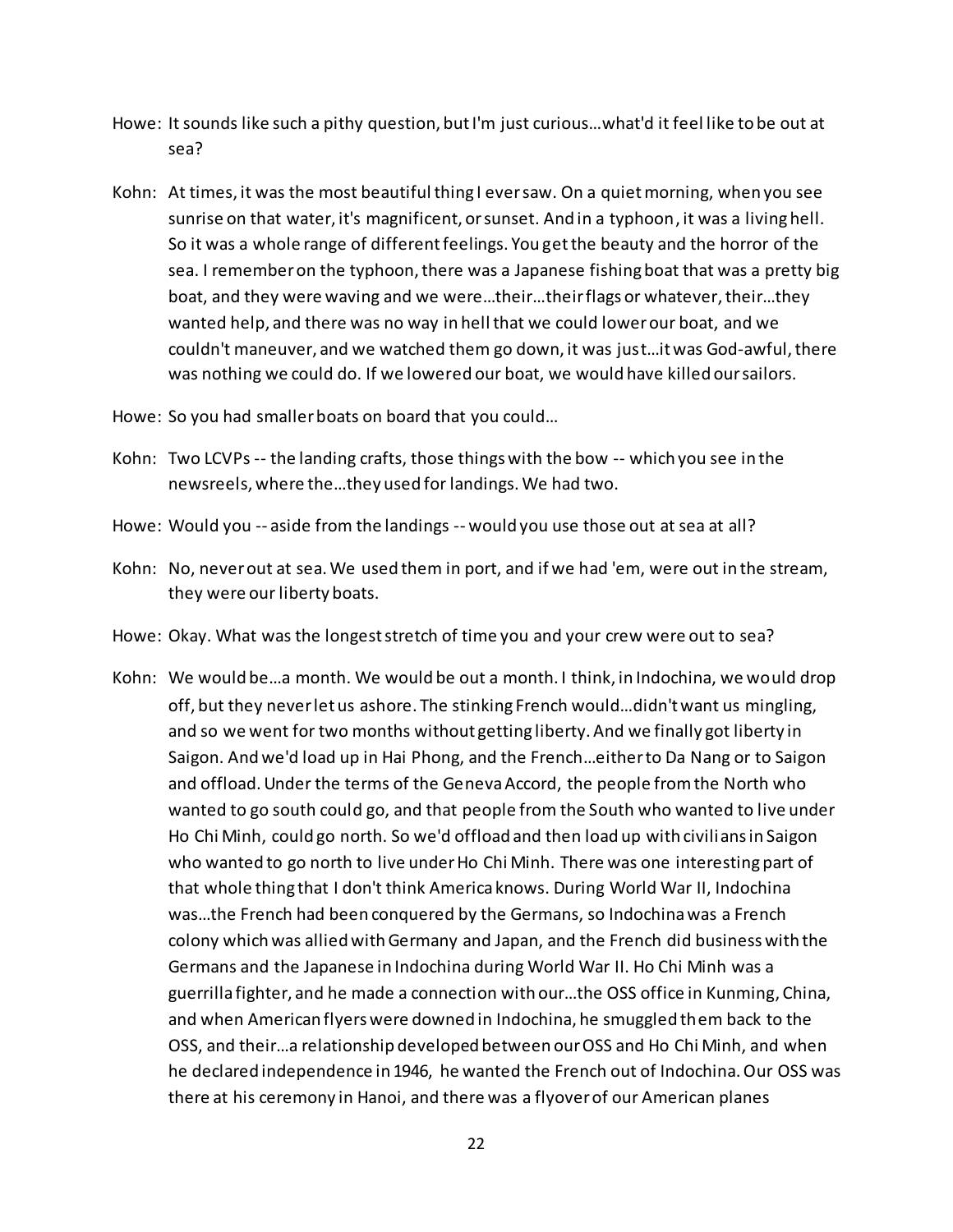Howe: It sounds like such a pithy question, but I'm just curious…what'd it feel like to be out at sea?

Kohn: At times, it was the most beautiful thing I ever saw. On a quiet morning, when you see sunrise on that water, it's magnificent, or sunset. And in a typhoon, it was a living hell. So it was a whole range of different feelings. You get the beauty and the horror of the sea. I remember on the typhoon, there was a Japanese fishing boat that was a pretty big boat, and they were waving and we were…their…their flags or whatever, their…they wanted help, and there was no way in hell that we could lower our boat, and we couldn't maneuver, and we watched them go down, it was just…it was God-awful, there was nothing we could do. If we lowered our boat, we would have killed our sailors.

Howe: So you had smaller boats on board that you could…

Kohn: Two LCVPs -- the landing crafts, those things with the bow -- which you see in the newsreels, where the…they used for landings. We had two.

Howe: Would you -- aside from the landings -- would you use those out at sea at all?

Kohn: No, never out at sea. We used them in port, and if we had 'em, were out in the stream, they were our liberty boats.

Howe: Okay. What was the longest stretch of time you and your crew were out to sea?

Kohn: We would be…a month. We would be out a month. I think, in Indochina, we would drop off, but they never let us ashore. The stinking French would…didn't want us mingling, and so we went for two months without getting liberty. And we finally got liberty in Saigon. And we'd load up in Hai Phong, and the French…either to Da Nang or to Saigon and offload. Under the terms of the Geneva Accord, the people from the North who wanted to go south could go, and that people from the South who wanted to live under Ho Chi Minh, could go north. So we'd offload and then load up with civilians in Saigon who wanted to go north to live under Ho Chi Minh. There was one interesting part of that whole thing that I don't think America knows. During World War II, Indochina was…the French had been conquered by the Germans, so Indochina was a French colony which was allied with Germany and Japan, and the French did business with the Germans and the Japanese in Indochina during World War II. Ho Chi Minh was a guerrilla fighter, and he made a connection with our…the OSS office in Kunming, China, and when American flyers were downed in Indochina, he smuggled them back to the OSS, and their…a relationship developed between our OSS and Ho Chi Minh, and when he declared independence in 1946, he wanted the French out of Indochina. Our OSS was there at his ceremony in Hanoi, and there was a flyover of our American planes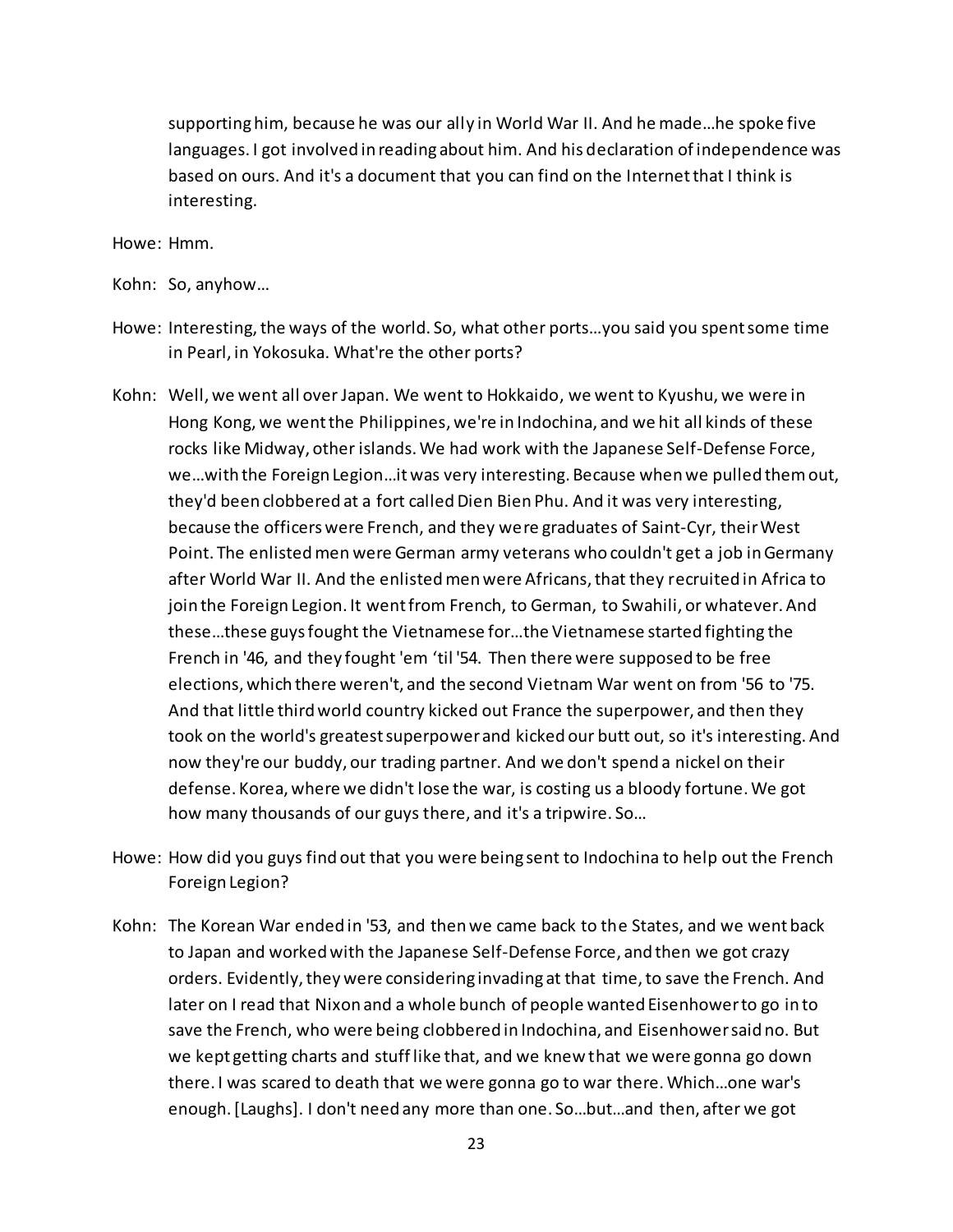supporting him, because he was our ally in World War II. And he made…he spoke five languages. I got involved in reading about him. And his declaration of independence was based on ours. And it's a document that you can find on the Internet that I think is interesting.

Howe: Hmm.

Kohn: So, anyhow…

Howe: Interesting, the ways of the world. So, what other ports…you said you spent some time in Pearl, in Yokosuka. What're the other ports?

Kohn: Well, we went all over Japan. We went to Hokkaido, we went to Kyushu, we were in Hong Kong, we went the Philippines, we're in Indochina, and we hit all kinds of these rocks like Midway, other islands. We had work with the Japanese Self-Defense Force, we…with the Foreign Legion…it was very interesting. Because when we pulled them out, they'd been clobbered at a fort called Dien Bien Phu. And it was very interesting, because the officers were French, and they were graduates of Saint-Cyr, their West Point. The enlisted men were German army veterans who couldn't get a job in Germany after World War II. And the enlisted men were Africans, that they recruited in Africa to join the Foreign Legion. It went from French, to German, to Swahili, or whatever. And these…these guys fought the Vietnamese for…the Vietnamese started fighting the French in '46, and they fought 'em 'til '54. Then there were supposed to be free elections, which there weren't, and the second Vietnam War went on from '56 to '75. And that little third world country kicked out France the superpower, and then they took on the world's greatest superpower and kicked our butt out, so it's interesting. And now they're our buddy, our trading partner. And we don't spend a nickel on their defense. Korea, where we didn't lose the war, is costing us a bloody fortune. We got how many thousands of our guys there, and it's a tripwire. So…

Howe: How did you guys find out that you were being sent to Indochina to help out the French Foreign Legion?

Kohn: The Korean War ended in '53, and then we came back to the States, and we went back to Japan and worked with the Japanese Self-Defense Force, and then we got crazy orders. Evidently, they were considering invading at that time, to save the French. And later on I read that Nixon and a whole bunch of people wanted Eisenhower to go in to save the French, who were being clobbered in Indochina, and Eisenhower said no. But we kept getting charts and stuff like that, and we knew that we were gonna go down there. I was scared to death that we were gonna go to war there. Which…one war's enough. [Laughs]. I don't need any more than one. So…but…and then, after we got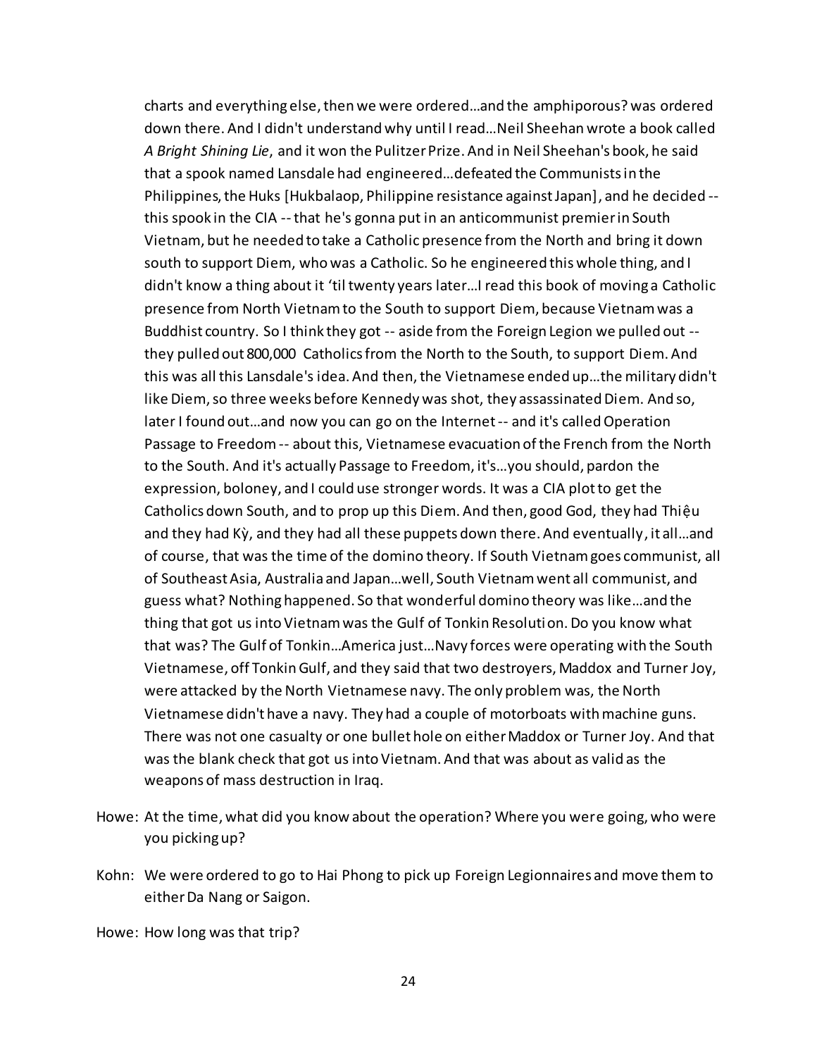charts and everything else, then we were ordered…and the amphiporous? was ordered down there. And I didn't understand why until I read…Neil Sheehan wrote a book called *A Bright Shining Lie*, and it won the Pulitzer Prize. And in Neil Sheehan's book, he said that a spook named Lansdale had engineered…defeated the Communists in the Philippines, the Huks [Hukbalaop, Philippine resistance against Japan], and he decided -- this spook in the CIA -- that he's gonna put in an anticommunist premier in South Vietnam, but he needed to take a Catholic presence from the North and bring it down south to support Diem, who was a Catholic. So he engineered this whole thing, and I didn't know a thing about it 'til twenty years later…I read this book of moving a Catholic presence from North Vietnam to the South to support Diem, because Vietnam was a Buddhist country. So I think they got -- aside from the Foreign Legion we pulled out -- they pulled out 800,000 Catholics from the North to the South, to support Diem. And this was all this Lansdale's idea. And then, the Vietnamese ended up…the military didn't like Diem, so three weeks before Kennedy was shot, they assassinated Diem. And so, later I found out…and now you can go on the Internet -- and it's called Operation Passage to Freedom -- about this, Vietnamese evacuation of the French from the North to the South. And it's actually Passage to Freedom, it's…you should, pardon the expression, boloney, and I could use stronger words. It was a CIA plot to get the Catholics down South, and to prop up this Diem. And then, good God, they had Thiệu and they had Kỳ, and they had all these puppets down there. And eventually, it all…and of course, that was the time of the domino theory. If South Vietnam goes communist, all of Southeast Asia, Australia and Japan…well, South Vietnam went all communist, and guess what? Nothing happened. So that wonderful domino theory was like…and the thing that got us into Vietnam was the Gulf of Tonkin Resolution. Do you know what that was? The Gulf of Tonkin…America just…Navy forces were operating with the South Vietnamese, off Tonkin Gulf, and they said that two destroyers, Maddox and Turner Joy, were attacked by the North Vietnamese navy. The only problem was, the North Vietnamese didn't have a navy. They had a couple of motorboats with machine guns. There was not one casualty or one bullet hole on either Maddox or Turner Joy. And that was the blank check that got us into Vietnam. And that was about as valid as the weapons of mass destruction in Iraq.

Howe: At the time, what did you know about the operation? Where you were going, who were you picking up?

Kohn: We were ordered to go to Hai Phong to pick up Foreign Legionnaires and move them to either Da Nang or Saigon.

Howe: How long was that trip?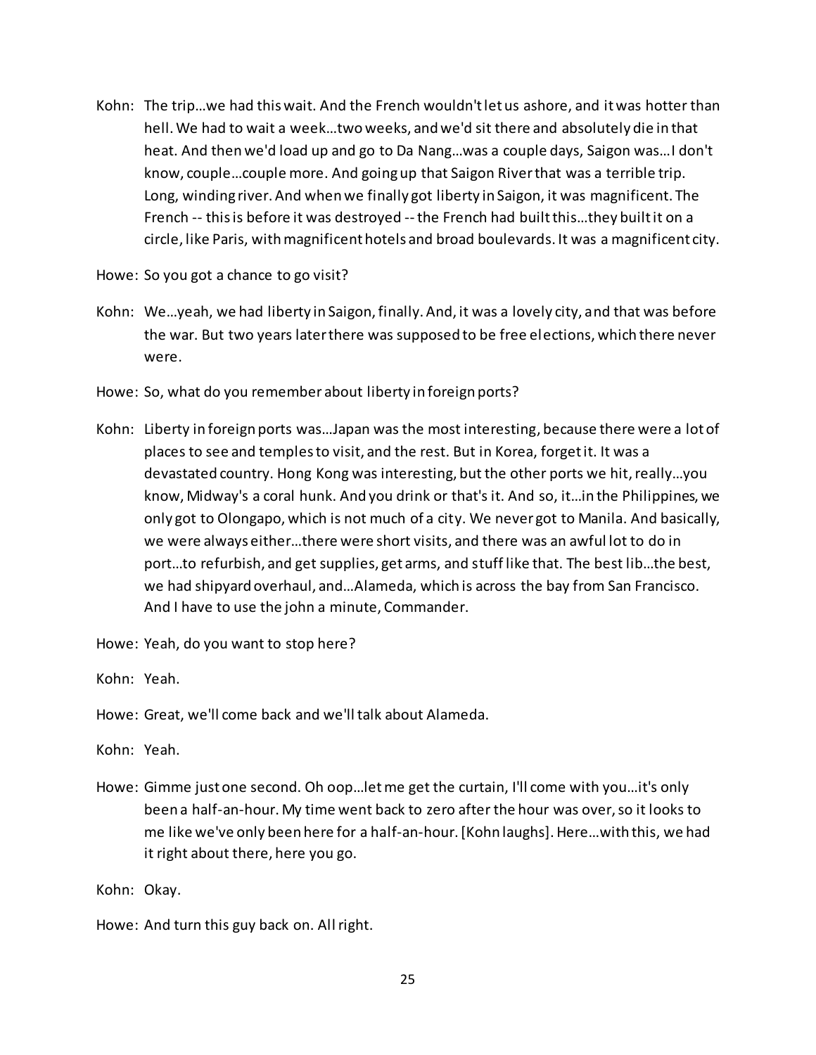Kohn: The trip…we had this wait. And the French wouldn't let us ashore, and it was hotter than hell. We had to wait a week…two weeks, and we'd sit there and absolutely die in that heat. And then we'd load up and go to Da Nang…was a couple days, Saigon was…I don't know, couple…couple more. And going up that Saigon River that was a terrible trip. Long, winding river. And when we finally got liberty in Saigon, it was magnificent. The French -- this is before it was destroyed -- the French had built this…they built it on a circle, like Paris, with magnificent hotels and broad boulevards. It was a magnificent city.

Howe: So you got a chance to go visit?

Kohn: We…yeah, we had liberty in Saigon, finally. And, it was a lovely city, and that was before the war. But two years later there was supposed to be free elections, which there never were.

Howe: So, what do you remember about liberty in foreign ports?

Kohn: Liberty in foreign ports was…Japan was the most interesting, because there were a lot of places to see and temples to visit, and the rest. But in Korea, forget it. It was a devastated country. Hong Kong was interesting, but the other ports we hit, really…you know, Midway's a coral hunk. And you drink or that's it. And so, it…in the Philippines, we only got to Olongapo, which is not much of a city. We never got to Manila. And basically, we were always either…there were short visits, and there was an awful lot to do in port…to refurbish, and get supplies, get arms, and stuff like that. The best lib…the best, we had shipyard overhaul, and…Alameda, which is across the bay from San Francisco. And I have to use the john a minute, Commander.

Howe: Yeah, do you want to stop here?

Kohn: Yeah.

Howe: Great, we'll come back and we'll talk about Alameda.

Kohn: Yeah.

Howe: Gimme just one second. Oh oop…let me get the curtain, I'll come with you…it's only been a half-an-hour. My time went back to zero after the hour was over, so it looks to me like we've only been here for a half-an-hour. [Kohn laughs]. Here…with this, we had it right about there, here you go.

Kohn: Okay.

Howe: And turn this guy back on. All right.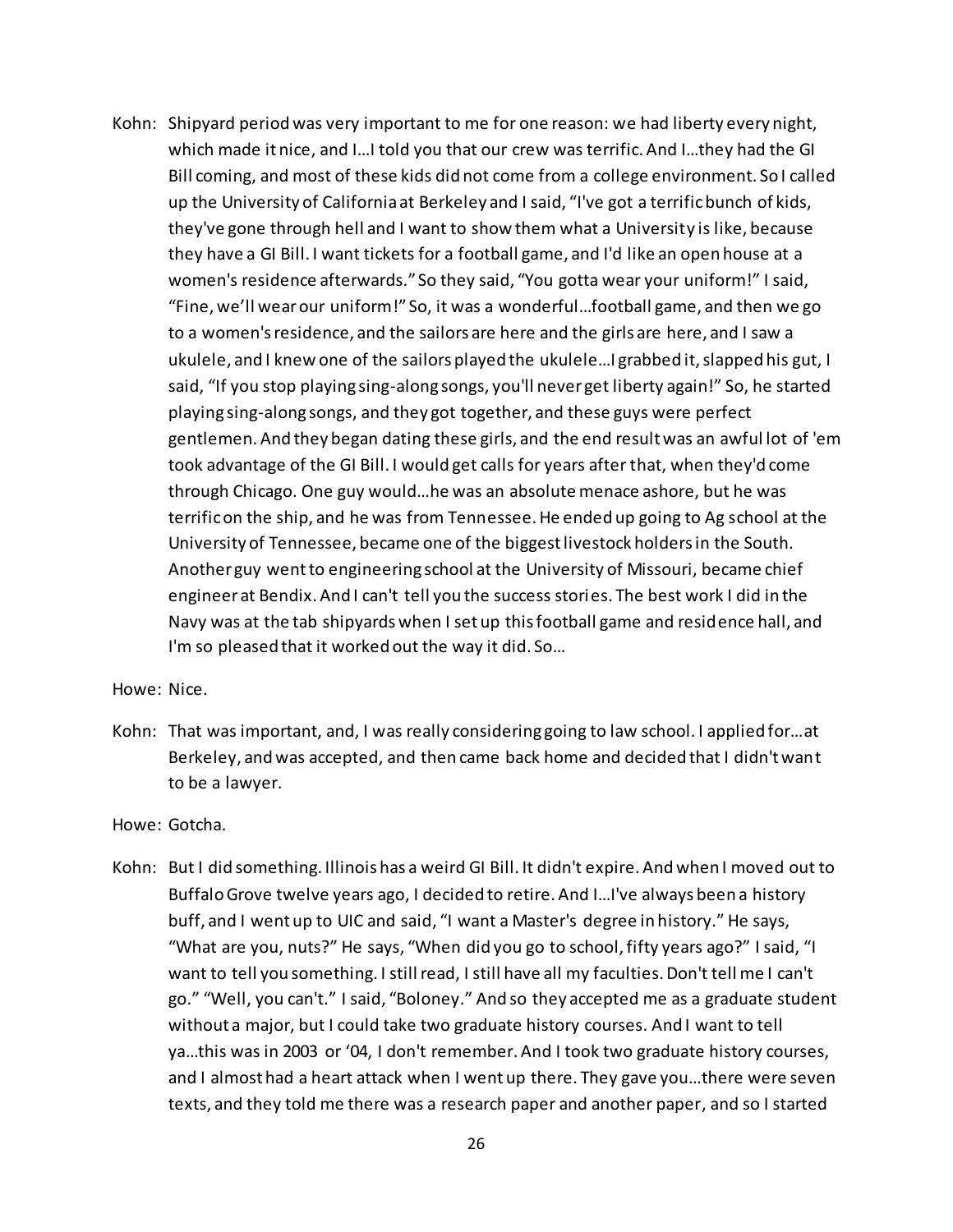Kohn: Shipyard period was very important to me for one reason: we had liberty every night, which made it nice, and I…I told you that our crew was terrific. And I…they had the GI Bill coming, and most of these kids did not come from a college environment. So I called up the University of California at Berkeley and I said, "I've got a terrific bunch of kids, they've gone through hell and I want to show them what a University is like, because they have a GI Bill. I want tickets for a football game, and I'd like an open house at a women's residence afterwards." So they said, "You gotta wear your uniform!" I said, "Fine, we'll wear our uniform!" So, it was a wonderful…football game, and then we go to a women's residence, and the sailors are here and the girls are here, and I saw a ukulele, and I knew one of the sailors played the ukulele…I grabbed it, slapped his gut, I said, "If you stop playing sing-along songs, you'll never get liberty again!" So, he started playing sing-along songs, and they got together, and these guys were perfect gentlemen. And they began dating these girls, and the end result was an awful lot of 'em took advantage of the GI Bill. I would get calls for years after that, when they'd come through Chicago. One guy would…he was an absolute menace ashore, but he was terrific on the ship, and he was from Tennessee. He ended up going to Ag school at the University of Tennessee, became one of the biggest livestock holders in the South. Another guy went to engineering school at the University of Missouri, became chief engineer at Bendix. And I can't tell you the success stories. The best work I did in the Navy was at the tab shipyards when I set up this football game and residence hall, and I'm so pleased that it worked out the way it did. So…

Howe: Nice.

Kohn: That was important, and, I was really considering going to law school. I applied for…at Berkeley, and was accepted, and then came back home and decided that I didn't want to be a lawyer.

Howe: Gotcha.

Kohn: But I did something. Illinois has a weird GI Bill. It didn't expire. And when I moved out to Buffalo Grove twelve years ago, I decided to retire. And I…I've always been a history buff, and I went up to UIC and said, "I want a Master's degree in history." He says, "What are you, nuts?" He says, "When did you go to school, fifty years ago?" I said, "I want to tell you something. I still read, I still have all my faculties. Don't tell me I can't go." "Well, you can't." I said, "Boloney." And so they accepted me as a graduate student without a major, but I could take two graduate history courses. And I want to tell ya…this was in 2003 or '04, I don't remember. And I took two graduate history courses, and I almost had a heart attack when I went up there. They gave you…there were seven texts, and they told me there was a research paper and another paper, and so I started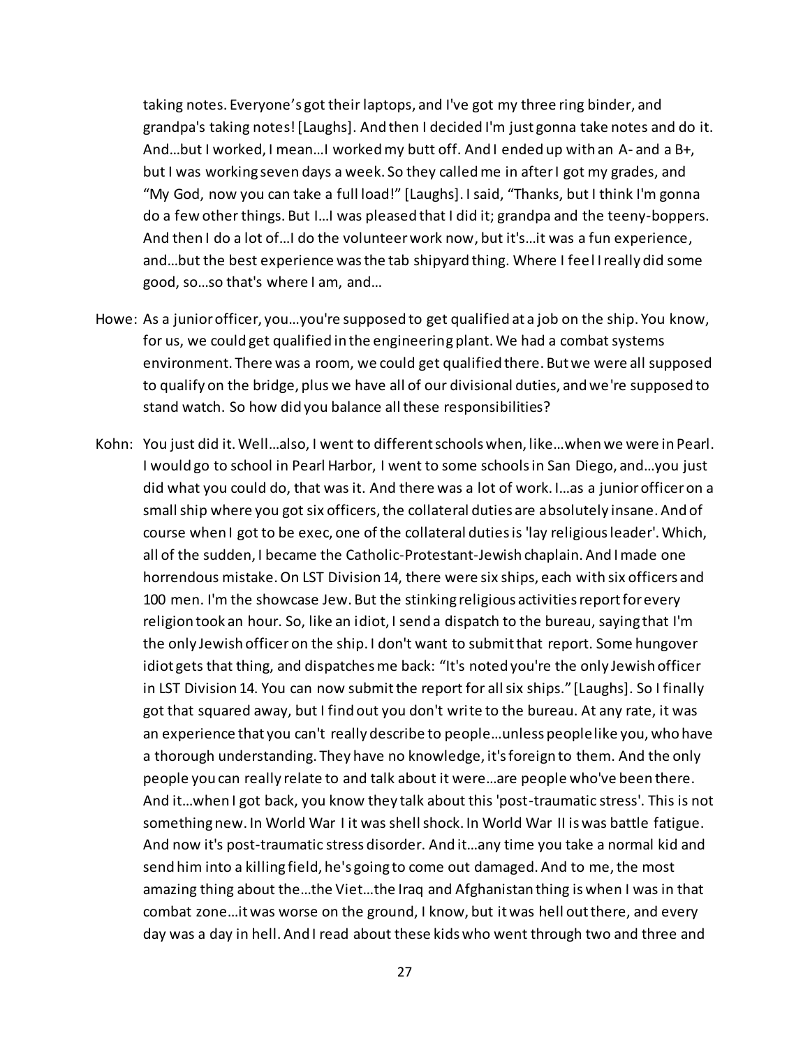taking notes. Everyone's got their laptops, and I've got my three ring binder, and grandpa's taking notes! [Laughs]. And then I decided I'm just gonna take notes and do it. And…but I worked, I mean…I worked my butt off. And I ended up with an A- and a B+, but I was working seven days a week. So they called me in after I got my grades, and "My God, now you can take a full load!" [Laughs]. I said, "Thanks, but I think I'm gonna do a few other things. But I…I was pleased that I did it; grandpa and the teeny-boppers. And then I do a lot of…I do the volunteer work now, but it's…it was a fun experience, and…but the best experience was the tab shipyard thing. Where I feel I really did some good, so…so that's where I am, and…

Howe: As a junior officer, you…you're supposed to get qualified at a job on the ship. You know, for us, we could get qualified in the engineering plant. We had a combat systems environment. There was a room, we could get qualified there. But we were all supposed to qualify on the bridge, plus we have all of our divisional duties, and we're supposed to stand watch. So how did you balance all these responsibilities?

Kohn: You just did it. Well…also, I went to different schools when, like…when we were in Pearl. I would go to school in Pearl Harbor, I went to some schools in San Diego, and…you just did what you could do, that was it. And there was a lot of work. I…as a junior officer on a small ship where you got six officers, the collateral duties are absolutely insane. And of course when I got to be exec, one of the collateral duties is 'lay religious leader'. Which, all of the sudden, I became the Catholic-Protestant-Jewish chaplain. And I made one horrendous mistake. On LST Division 14, there were six ships, each with six officers and 100 men. I'm the showcase Jew. But the stinking religious activities report for every religion took an hour. So, like an idiot, I send a dispatch to the bureau, saying that I'm the only Jewish officer on the ship. I don't want to submit that report. Some hungover idiot gets that thing, and dispatches me back: "It's noted you're the only Jewish officer in LST Division 14. You can now submit the report for all six ships." [Laughs]. So I finally got that squared away, but I find out you don't write to the bureau. At any rate, it was an experience that you can't really describe to people…unless people like you, who have a thorough understanding. They have no knowledge, it's foreign to them. And the only people you can really relate to and talk about it were…are people who've been there. And it…when I got back, you know they talk about this 'post-traumatic stress'. This is not something new. In World War I it was shell shock. In World War II is was battle fatigue. And now it's post-traumatic stress disorder. And it…any time you take a normal kid and send him into a killing field, he's going to come out damaged. And to me, the most amazing thing about the…the Viet…the Iraq and Afghanistan thing is when I was in that combat zone…it was worse on the ground, I know, but it was hell out there, and every day was a day in hell. And I read about these kids who went through two and three and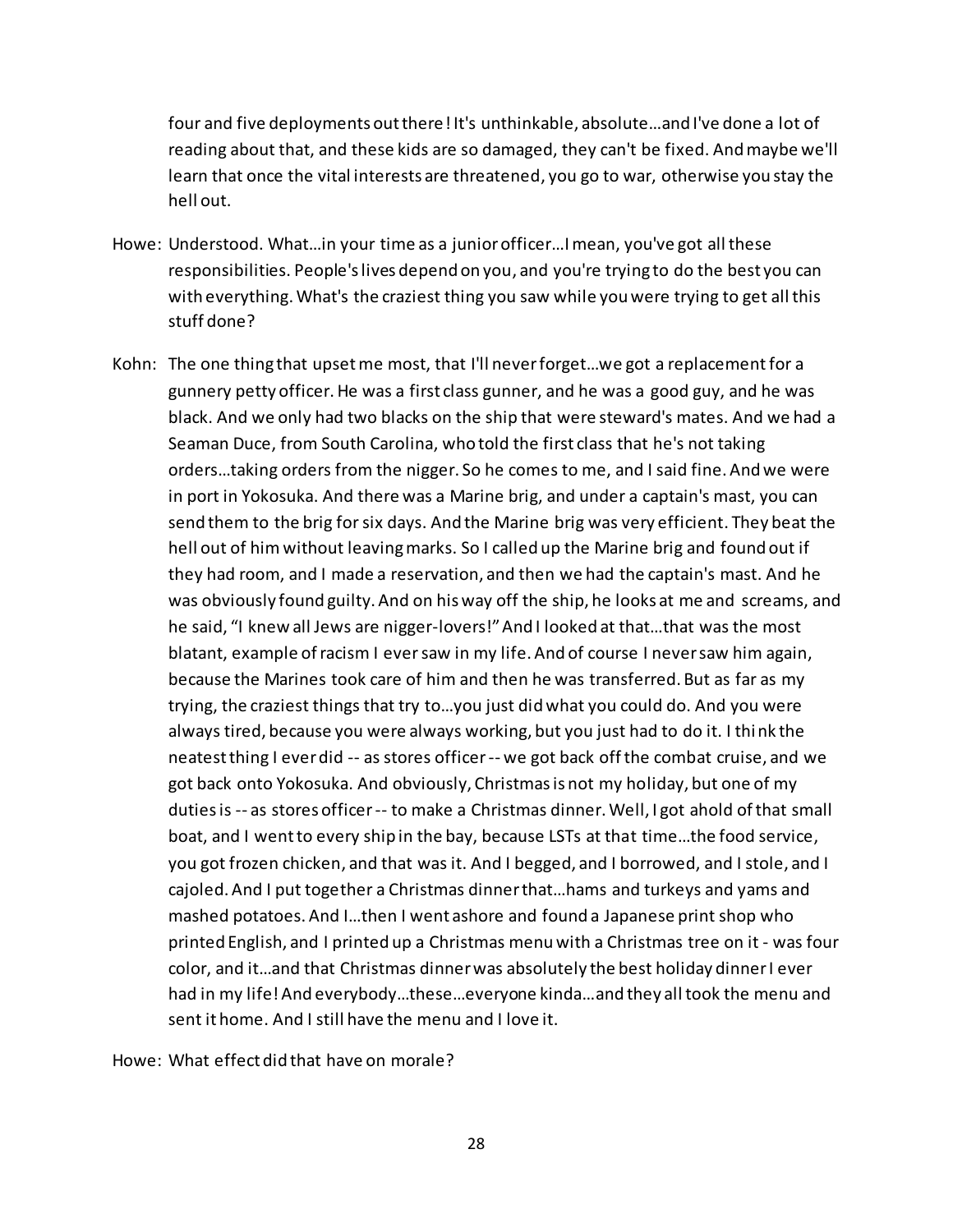four and five deployments out there! It's unthinkable, absolute…and I've done a lot of reading about that, and these kids are so damaged, they can't be fixed. And maybe we'll learn that once the vital interests are threatened, you go to war, otherwise you stay the hell out.

Howe: Understood. What…in your time as a junior officer…I mean, you've got all these responsibilities. People's lives depend on you, and you're trying to do the best you can with everything. What's the craziest thing you saw while you were trying to get all this stuff done?

Kohn: The one thing that upset me most, that I'll never forget…we got a replacement for a gunnery petty officer. He was a first class gunner, and he was a good guy, and he was black. And we only had two blacks on the ship that were steward's mates. And we had a Seaman Duce, from South Carolina, who told the first class that he's not taking orders…taking orders from the nigger. So he comes to me, and I said fine. And we were in port in Yokosuka. And there was a Marine brig, and under a captain's mast, you can send them to the brig for six days. And the Marine brig was very efficient. They beat the hell out of him without leaving marks. So I called up the Marine brig and found out if they had room, and I made a reservation, and then we had the captain's mast. And he was obviously found guilty. And on his way off the ship, he looks at me and screams, and he said, "I knew all Jews are nigger-lovers!" And I looked at that…that was the most blatant, example of racism I ever saw in my life. And of course I never saw him again, because the Marines took care of him and then he was transferred. But as far as my trying, the craziest things that try to…you just did what you could do. And you were always tired, because you were always working, but you just had to do it. I think the neatest thing I ever did -- as stores officer -- we got back off the combat cruise, and we got back onto Yokosuka. And obviously, Christmas is not my holiday, but one of my duties is -- as stores officer -- to make a Christmas dinner. Well, I got ahold of that small boat, and I went to every ship in the bay, because LSTs at that time…the food service, you got frozen chicken, and that was it. And I begged, and I borrowed, and I stole, and I cajoled. And I put together a Christmas dinner that…hams and turkeys and yams and mashed potatoes. And I…then I went ashore and found a Japanese print shop who printed English, and I printed up a Christmas menu with a Christmas tree on it - was four color, and it…and that Christmas dinner was absolutely the best holiday dinner I ever had in my life! And everybody…these…everyone kinda…and they all took the menu and sent it home. And I still have the menu and I love it.

Howe: What effect did that have on morale?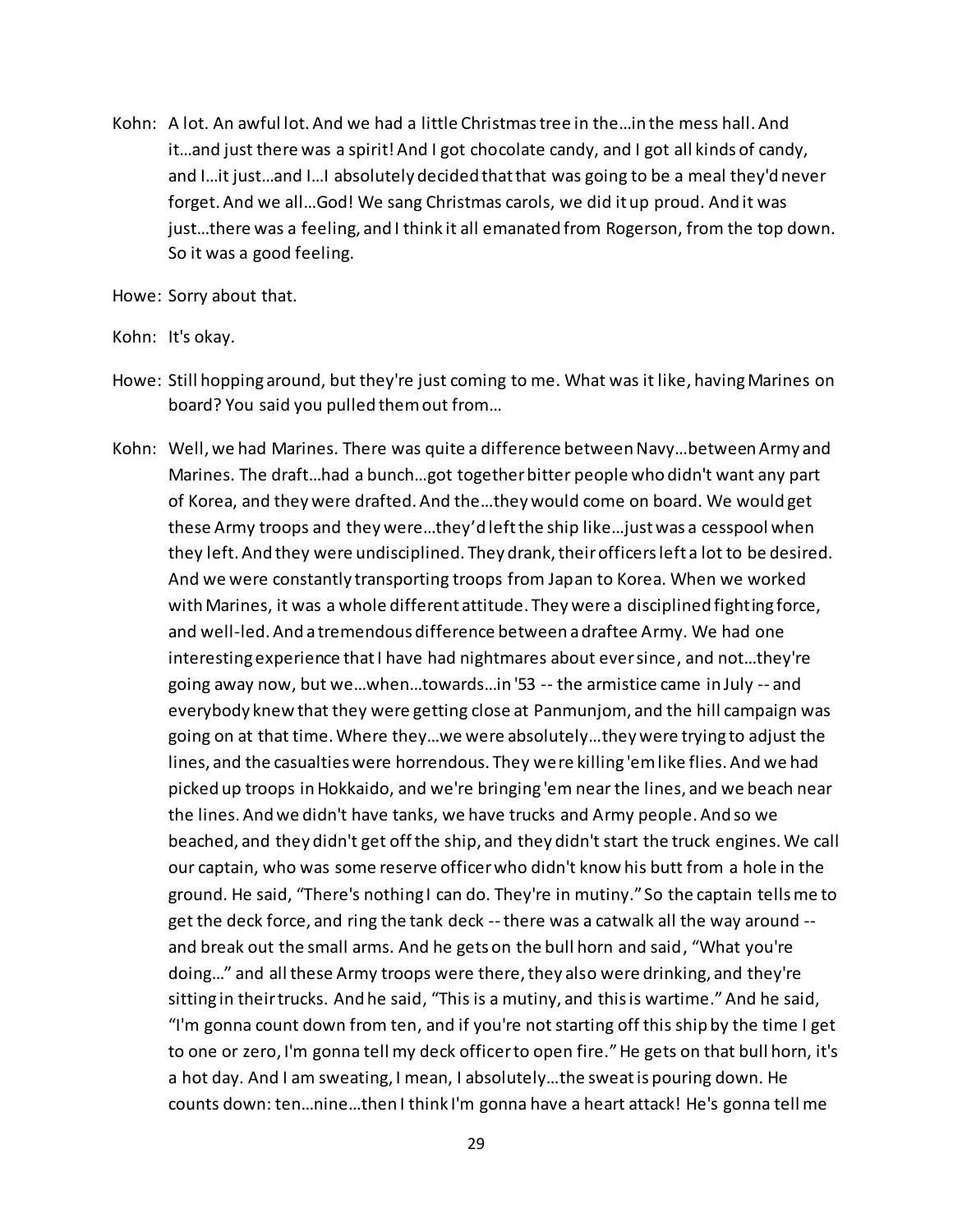Kohn: A lot. An awful lot. And we had a little Christmas tree in the…in the mess hall. And it…and just there was a spirit! And I got chocolate candy, and I got all kinds of candy, and I…it just…and I…I absolutely decided that that was going to be a meal they'd never forget. And we all…God! We sang Christmas carols, we did it up proud. And it was just…there was a feeling, and I think it all emanated from Rogerson, from the top down. So it was a good feeling.

Howe: Sorry about that.

Kohn: It's okay.

Howe: Still hopping around, but they're just coming to me. What was it like, having Marines on board? You said you pulled them out from…

Kohn: Well, we had Marines. There was quite a difference between Navy…between Army and Marines. The draft…had a bunch…got together bitter people who didn't want any part of Korea, and they were drafted. And the…they would come on board. We would get these Army troops and they were…they'd left the ship like…just was a cesspool when they left. And they were undisciplined. They drank, their officers left a lot to be desired. And we were constantly transporting troops from Japan to Korea. When we worked with Marines, it was a whole different attitude. They were a disciplined fighting force, and well-led. And a tremendous difference between a draftee Army. We had one interesting experience that I have had nightmares about ever since, and not…they're going away now, but we…when…towards…in '53 -- the armistice came in July -- and everybody knew that they were getting close at Panmunjom, and the hill campaign was going on at that time. Where they…we were absolutely…they were trying to adjust the lines, and the casualties were horrendous. They were killing 'em like flies. And we had picked up troops in Hokkaido, and we're bringing 'em near the lines, and we beach near the lines. And we didn't have tanks, we have trucks and Army people. And so we beached, and they didn't get off the ship, and they didn't start the truck engines. We call our captain, who was some reserve officer who didn't know his butt from a hole in the ground. He said, "There's nothing I can do. They're in mutiny." So the captain tells me to get the deck force, and ring the tank deck -- there was a catwalk all the way around -- and break out the small arms. And he gets on the bull horn and said, "What you're doing…" and all these Army troops were there, they also were drinking, and they're sitting in their trucks. And he said, "This is a mutiny, and this is wartime." And he said, "I'm gonna count down from ten, and if you're not starting off this ship by the time I get to one or zero, I'm gonna tell my deck officer to open fire." He gets on that bull horn, it's a hot day. And I am sweating, I mean, I absolutely…the sweat is pouring down. He counts down: ten…nine…then I think I'm gonna have a heart attack! He's gonna tell me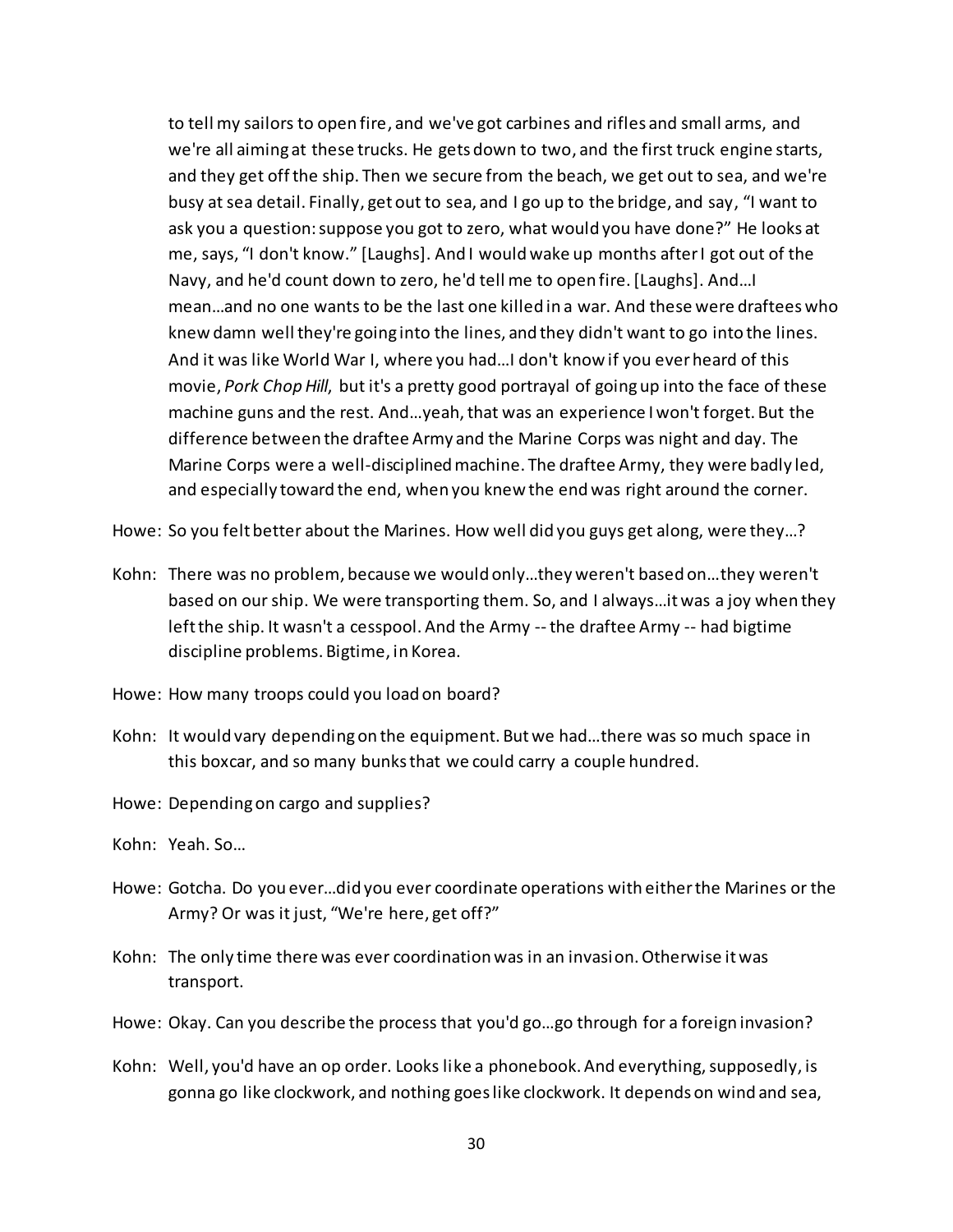to tell my sailors to open fire, and we've got carbines and rifles and small arms, and we're all aiming at these trucks. He gets down to two, and the first truck engine starts, and they get off the ship. Then we secure from the beach, we get out to sea, and we're busy at sea detail. Finally, get out to sea, and I go up to the bridge, and say, "I want to ask you a question: suppose you got to zero, what would you have done?" He looks at me, says, "I don't know." [Laughs]. And I would wake up months after I got out of the Navy, and he'd count down to zero, he'd tell me to open fire. [Laughs]. And…I mean…and no one wants to be the last one killed in a war. And these were draftees who knew damn well they're going into the lines, and they didn't want to go into the lines. And it was like World War I, where you had…I don't know if you ever heard of this movie, *Pork Chop Hill,* but it's a pretty good portrayal of going up into the face of these machine guns and the rest. And…yeah, that was an experience I won't forget. But the difference between the draftee Army and the Marine Corps was night and day. The Marine Corps were a well-disciplined machine. The draftee Army, they were badly led, and especially toward the end, when you knew the end was right around the corner.

Howe: So you felt better about the Marines. How well did you guys get along, were they…?

Kohn: There was no problem, because we would only…they weren't based on…they weren't based on our ship. We were transporting them. So, and I always…it was a joy when they left the ship. It wasn't a cesspool. And the Army -- the draftee Army -- had bigtime discipline problems. Bigtime, in Korea.

Howe: How many troops could you load on board?

Kohn: It would vary depending on the equipment. But we had…there was so much space in this boxcar, and so many bunks that we could carry a couple hundred.

Howe: Depending on cargo and supplies?

Kohn: Yeah. So…

Howe: Gotcha. Do you ever…did you ever coordinate operations with either the Marines or the Army? Or was it just, "We're here, get off?"

Kohn: The only time there was ever coordination was in an invasion. Otherwise it was transport.

Howe: Okay. Can you describe the process that you'd go…go through for a foreign invasion?

Kohn: Well, you'd have an op order. Looks like a phonebook. And everything, supposedly, is gonna go like clockwork, and nothing goes like clockwork. It depends on wind and sea,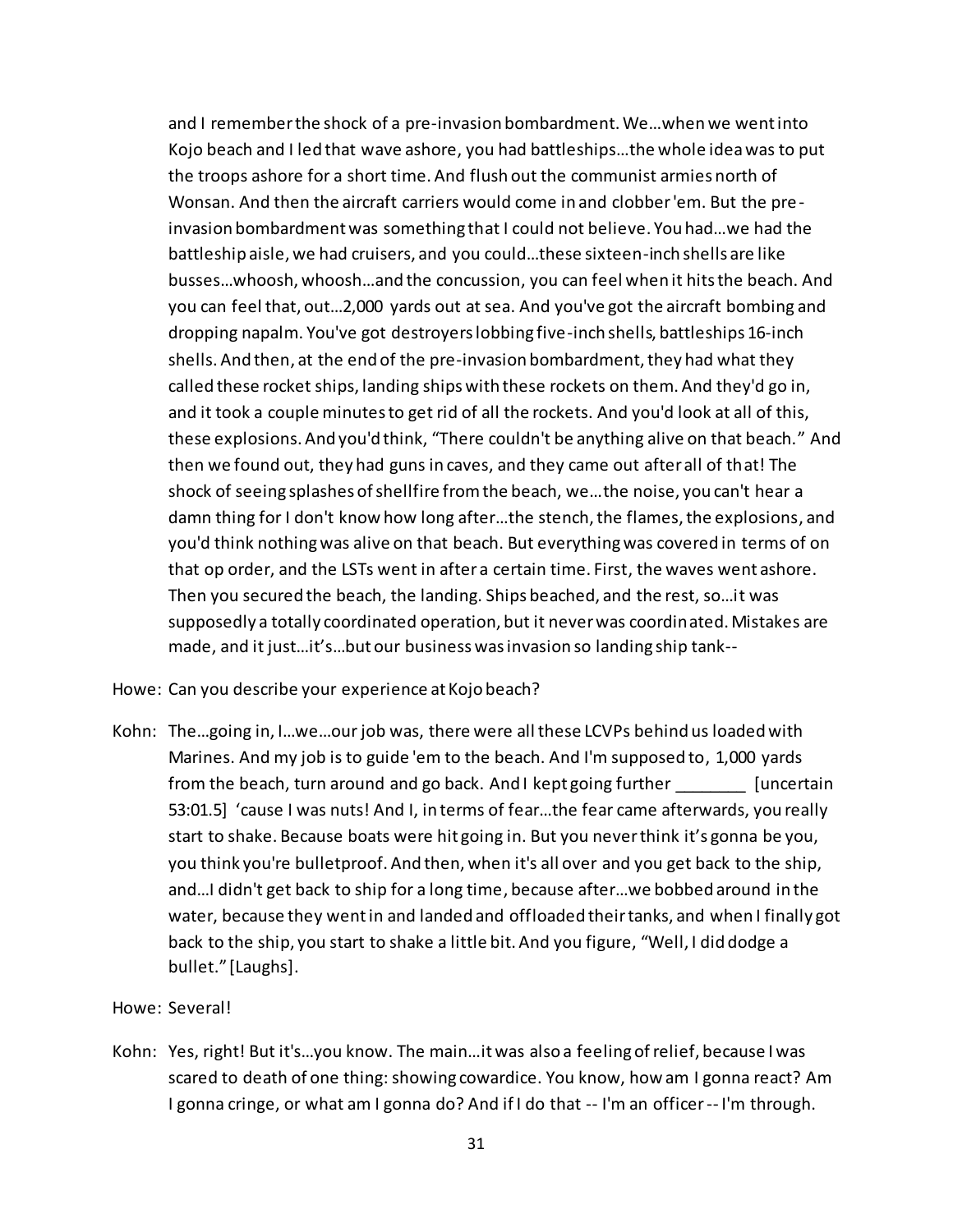and I remember the shock of a pre-invasion bombardment. We…when we went into Kojo beach and I led that wave ashore, you had battleships…the whole idea was to put the troops ashore for a short time. And flush out the communist armies north of Wonsan. And then the aircraft carriers would come in and clobber 'em. But the pre-invasion bombardment was something that I could not believe. You had…we had the battleship aisle, we had cruisers, and you could…these sixteen-inch shells are like busses…whoosh, whoosh…and the concussion, you can feel when it hits the beach. And you can feel that, out…2,000 yards out at sea. And you've got the aircraft bombing and dropping napalm. You've got destroyers lobbing five-inch shells, battleships 16-inch shells. And then, at the end of the pre-invasion bombardment, they had what they called these rocket ships, landing ships with these rockets on them. And they'd go in, and it took a couple minutes to get rid of all the rockets. And you'd look at all of this, these explosions. And you'd think, "There couldn't be anything alive on that beach." And then we found out, they had guns in caves, and they came out after all of that! The shock of seeing splashes of shellfire from the beach, we…the noise, you can't hear a damn thing for I don't know how long after…the stench, the flames, the explosions, and you'd think nothing was alive on that beach. But everything was covered in terms of on that op order, and the LSTs went in after a certain time. First, the waves went ashore. Then you secured the beach, the landing. Ships beached, and the rest, so…it was supposedly a totally coordinated operation, but it never was coordinated. Mistakes are made, and it just…it's…but our business was invasion so landing ship tank--

Howe: Can you describe your experience at Kojo beach?

Kohn: The…going in, I…we…our job was, there were all these LCVPs behind us loaded with Marines. And my job is to guide 'em to the beach. And I'm supposed to, 1,000 yards from the beach, turn around and go back. And I kept going further ________ [uncertain 53:01.5] 'cause I was nuts! And I, in terms of fear…the fear came afterwards, you really start to shake. Because boats were hit going in. But you never think it's gonna be you, you think you're bulletproof. And then, when it's all over and you get back to the ship, and…I didn't get back to ship for a long time, because after…we bobbed around in the water, because they went in and landed and offloaded their tanks, and when I finally got back to the ship, you start to shake a little bit. And you figure, "Well, I did dodge a bullet." [Laughs].

Howe: Several!

Kohn: Yes, right! But it's…you know. The main…it was also a feeling of relief, because I was scared to death of one thing: showing cowardice. You know, how am I gonna react? Am I gonna cringe, or what am I gonna do? And if I do that -- I'm an officer -- I'm through.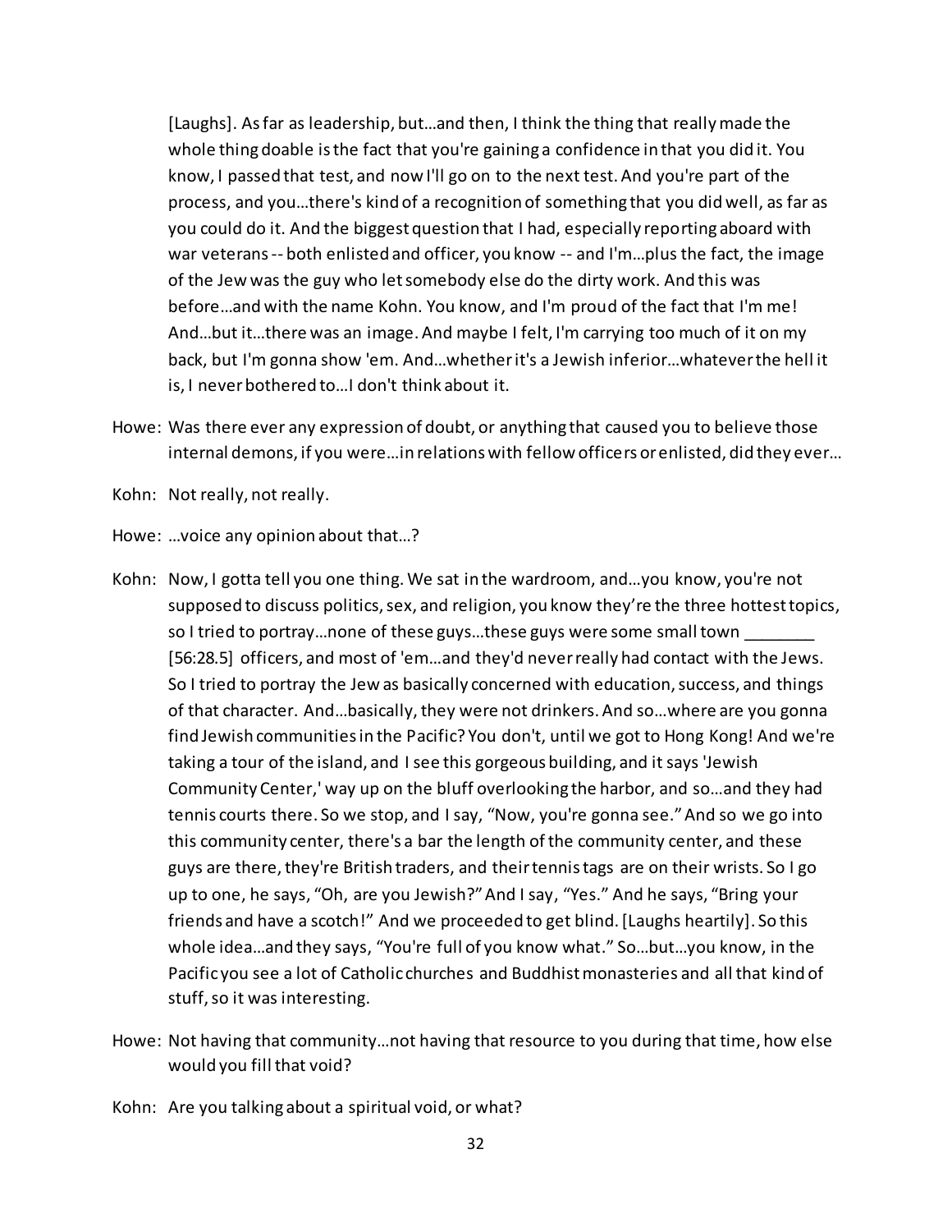[Laughs]. As far as leadership, but…and then, I think the thing that really made the whole thing doable is the fact that you're gaining a confidence in that you did it. You know, I passed that test, and now I'll go on to the next test. And you're part of the process, and you…there's kind of a recognition of something that you did well, as far as you could do it. And the biggest question that I had, especially reporting aboard with war veterans -- both enlisted and officer, you know -- and I'm…plus the fact, the image of the Jew was the guy who let somebody else do the dirty work. And this was before…and with the name Kohn. You know, and I'm proud of the fact that I'm me! And…but it…there was an image. And maybe I felt, I'm carrying too much of it on my back, but I'm gonna show 'em. And…whether it's a Jewish inferior…whatever the hell it is, I never bothered to…I don't think about it.

Howe: Was there ever any expression of doubt, or anything that caused you to believe those internal demons, if you were…in relations with fellow officers or enlisted, did they ever…

Kohn: Not really, not really.

Howe: …voice any opinion about that…?

Kohn: Now, I gotta tell you one thing. We sat in the wardroom, and…you know, you're not supposed to discuss politics, sex, and religion, you know they're the three hottest topics, so I tried to portray…none of these guys…these guys were some small town ________ [56:28.5] officers, and most of 'em…and they'd never really had contact with the Jews. So I tried to portray the Jew as basically concerned with education, success, and things of that character. And…basically, they were not drinkers. And so…where are you gonna find Jewish communities in the Pacific? You don't, until we got to Hong Kong! And we're taking a tour of the island, and I see this gorgeous building, and it says 'Jewish Community Center,' way up on the bluff overlooking the harbor, and so…and they had tennis courts there. So we stop, and I say, "Now, you're gonna see." And so we go into this community center, there's a bar the length of the community center, and these guys are there, they're British traders, and their tennis tags are on their wrists. So I go up to one, he says, "Oh, are you Jewish?" And I say, "Yes." And he says, "Bring your friends and have a scotch!" And we proceeded to get blind. [Laughs heartily]. So this whole idea…and they says, "You're full of you know what." So…but…you know, in the Pacific you see a lot of Catholic churches and Buddhist monasteries and all that kind of stuff, so it was interesting.

Howe: Not having that community…not having that resource to you during that time, how else would you fill that void?

Kohn: Are you talking about a spiritual void, or what?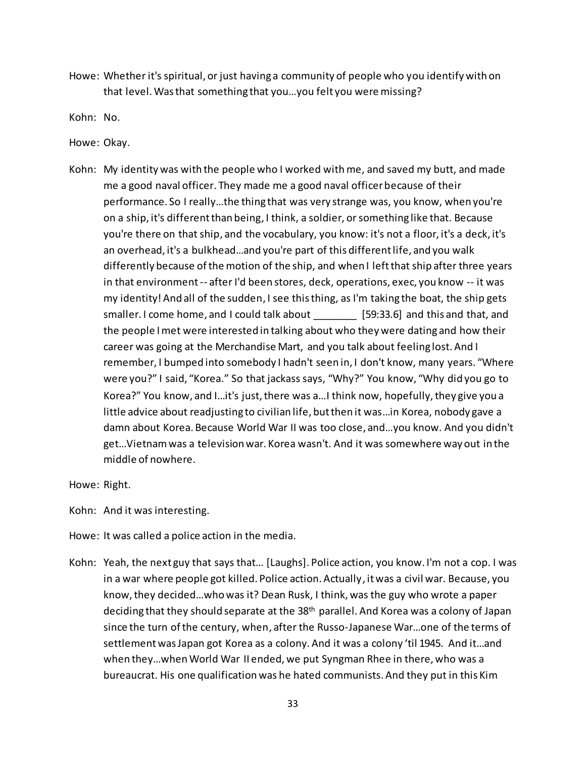Howe: Whether it's spiritual, or just having a community of people who you identify with on that level. Was that something that you…you felt you were missing?

Kohn: No.

Howe: Okay.

Kohn: My identity was with the people who I worked with me, and saved my butt, and made me a good naval officer. They made me a good naval officer because of their performance. So I really…the thing that was very strange was, you know, when you're on a ship, it's different than being, I think, a soldier, or something like that. Because you're there on that ship, and the vocabulary, you know: it's not a floor, it's a deck, it's an overhead, it's a bulkhead…and you're part of this different life, and you walk differently because of the motion of the ship, and when I left that ship after three years in that environment -- after I'd been stores, deck, operations, exec, you know -- it was my identity! And all of the sudden, I see this thing, as I'm taking the boat, the ship gets smaller. I come home, and I could talk about ________ [59:33.6] and this and that, and the people I met were interested in talking about who they were dating and how their career was going at the Merchandise Mart, and you talk about feeling lost. And I remember, I bumped into somebody I hadn't seen in, I don't know, many years. "Where were you?" I said, "Korea." So that jackass says, "Why?" You know, "Why did you go to Korea?" You know, and I…it's just, there was a…I think now, hopefully, they give you a little advice about readjusting to civilian life, but then it was…in Korea, nobody gave a damn about Korea. Because World War II was too close, and…you know. And you didn't get…Vietnam was a television war. Korea wasn't. And it was somewhere way out in the middle of nowhere.

Howe: Right.

Kohn: And it was interesting.

Howe: It was called a police action in the media.

Kohn: Yeah, the next guy that says that… [Laughs]. Police action, you know. I'm not a cop. I was in a war where people got killed. Police action. Actually, it was a civil war. Because, you know, they decided…who was it? Dean Rusk, I think, was the guy who wrote a paper deciding that they should separate at the 38th parallel. And Korea was a colony of Japan since the turn of the century, when, after the Russo-Japanese War…one of the terms of settlement was Japan got Korea as a colony. And it was a colony 'til 1945. And it…and when they…when World War II ended, we put Syngman Rhee in there, who was a bureaucrat. His one qualification was he hated communists. And they put in this Kim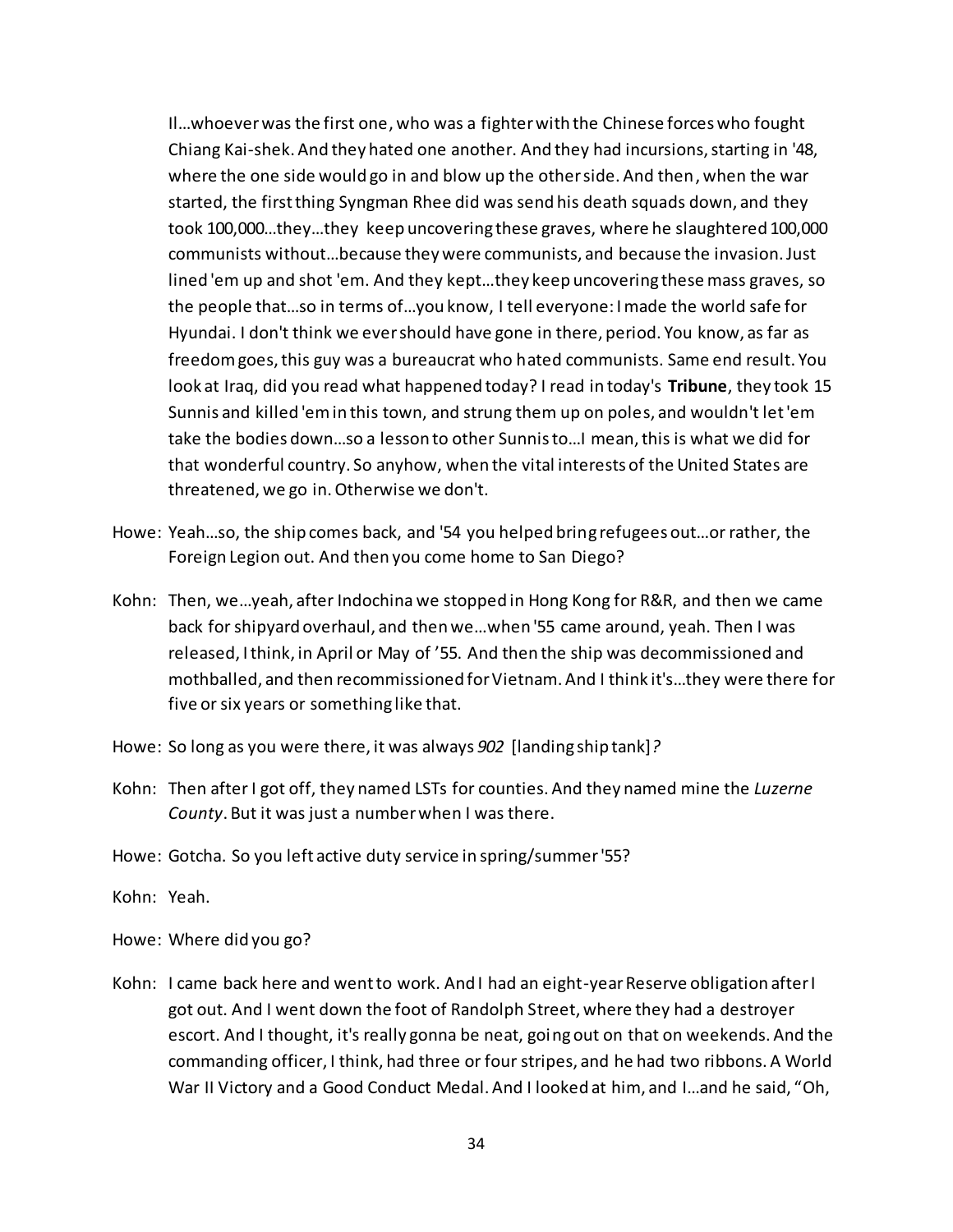Il…whoever was the first one, who was a fighter with the Chinese forces who fought Chiang Kai-shek. And they hated one another. And they had incursions, starting in '48, where the one side would go in and blow up the other side. And then, when the war started, the first thing Syngman Rhee did was send his death squads down, and they took 100,000…they…they keep uncovering these graves, where he slaughtered 100,000 communists without…because they were communists, and because the invasion. Just lined 'em up and shot 'em. And they kept…they keep uncovering these mass graves, so the people that…so in terms of…you know, I tell everyone: I made the world safe for Hyundai. I don't think we ever should have gone in there, period. You know, as far as freedom goes, this guy was a bureaucrat who hated communists. Same end result. You look at Iraq, did you read what happened today? I read in today's **Tribune**, they took 15 Sunnis and killed 'em in this town, and strung them up on poles, and wouldn't let 'em take the bodies down…so a lesson to other Sunnis to…I mean, this is what we did for that wonderful country. So anyhow, when the vital interests of the United States are threatened, we go in. Otherwise we don't.

Howe: Yeah…so, the ship comes back, and '54 you helped bring refugees out…or rather, the Foreign Legion out. And then you come home to San Diego?

Kohn: Then, we…yeah, after Indochina we stopped in Hong Kong for R&R, and then we came back for shipyard overhaul, and then we…when '55 came around, yeah. Then I was released, I think, in April or May of '55. And then the ship was decommissioned and mothballed, and then recommissioned for Vietnam. And I think it's…they were there for five or six years or something like that.

Howe: So long as you were there, it was always *902* [landing ship tank]*?*

Kohn: Then after I got off, they named LSTs for counties. And they named mine the *Luzerne County*. But it was just a number when I was there.

Howe: Gotcha. So you left active duty service in spring/summer '55?

Kohn: Yeah.

Howe: Where did you go?

Kohn: I came back here and went to work. And I had an eight-year Reserve obligation after I got out. And I went down the foot of Randolph Street, where they had a destroyer escort. And I thought, it's really gonna be neat, going out on that on weekends. And the commanding officer, I think, had three or four stripes, and he had two ribbons. A World War II Victory and a Good Conduct Medal. And I looked at him, and I…and he said, "Oh,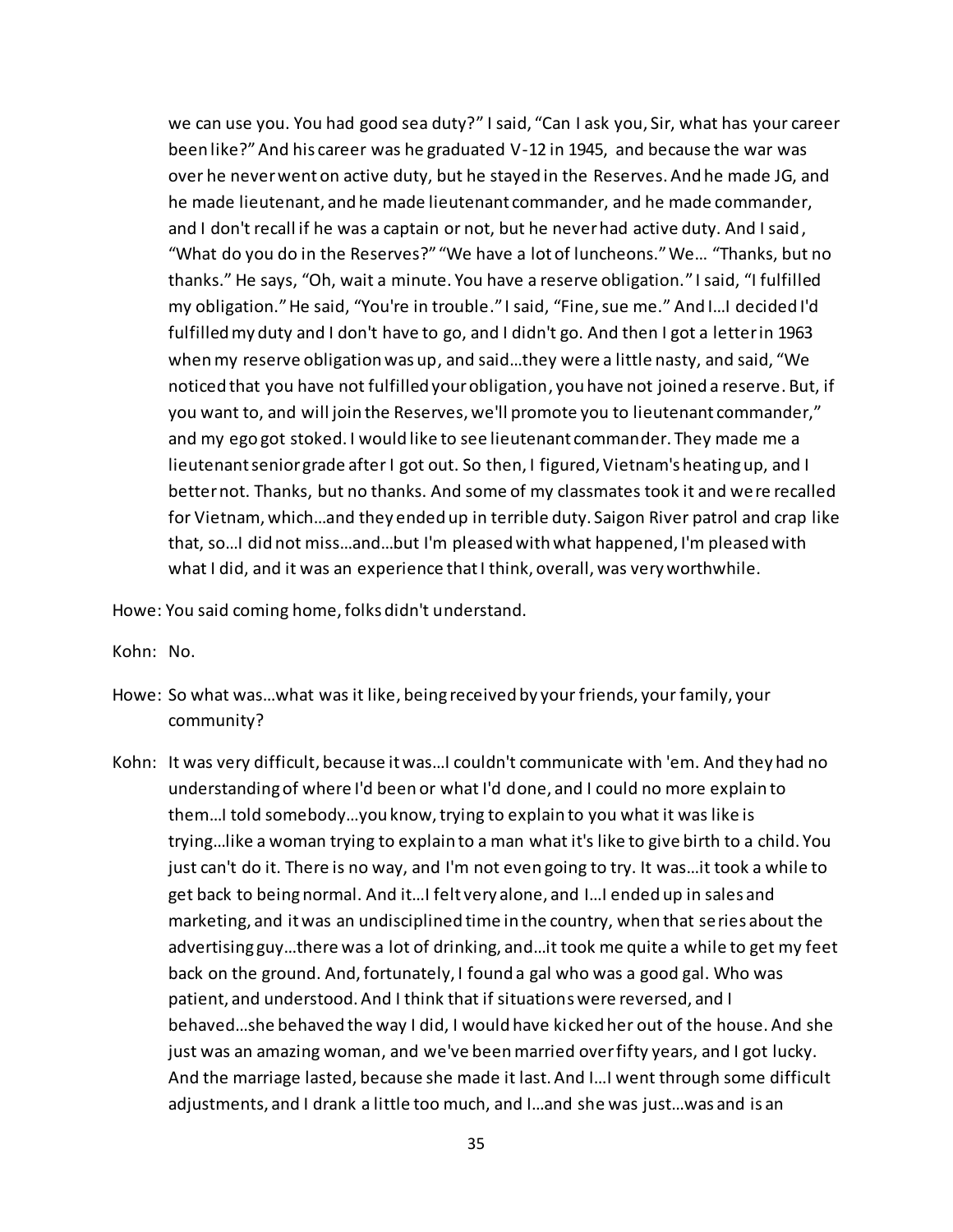we can use you. You had good sea duty?" I said, "Can I ask you, Sir, what has your career been like?" And his career was he graduated V-12 in 1945, and because the war was over he never went on active duty, but he stayed in the Reserves. And he made JG, and he made lieutenant, and he made lieutenant commander, and he made commander, and I don't recall if he was a captain or not, but he never had active duty. And I said, "What do you do in the Reserves?" "We have a lot of luncheons." We… "Thanks, but no thanks." He says, "Oh, wait a minute. You have a reserve obligation." I said, "I fulfilled my obligation." He said, "You're in trouble." I said, "Fine, sue me." And I…I decided I'd fulfilled my duty and I don't have to go, and I didn't go. And then I got a letter in 1963 when my reserve obligation was up, and said…they were a little nasty, and said, "We noticed that you have not fulfilled your obligation, you have not joined a reserve. But, if you want to, and will join the Reserves, we'll promote you to lieutenant commander," and my ego got stoked. I would like to see lieutenant commander. They made me a lieutenant senior grade after I got out. So then, I figured, Vietnam's heating up, and I better not. Thanks, but no thanks. And some of my classmates took it and were recalled for Vietnam, which…and they ended up in terrible duty. Saigon River patrol and crap like that, so…I did not miss…and…but I'm pleased with what happened, I'm pleased with what I did, and it was an experience that I think, overall, was very worthwhile.

Howe: You said coming home, folks didn't understand.

Kohn: No.

Howe: So what was…what was it like, being received by your friends, your family, your community?

Kohn: It was very difficult, because it was…I couldn't communicate with 'em. And they had no understanding of where I'd been or what I'd done, and I could no more explain to them…I told somebody…you know, trying to explain to you what it was like is trying…like a woman trying to explain to a man what it's like to give birth to a child. You just can't do it. There is no way, and I'm not even going to try. It was…it took a while to get back to being normal. And it…I felt very alone, and I…I ended up in sales and marketing, and it was an undisciplined time in the country, when that series about the advertising guy…there was a lot of drinking, and…it took me quite a while to get my feet back on the ground. And, fortunately, I found a gal who was a good gal. Who was patient, and understood. And I think that if situations were reversed, and I behaved…she behaved the way I did, I would have kicked her out of the house. And she just was an amazing woman, and we've been married over fifty years, and I got lucky. And the marriage lasted, because she made it last. And I…I went through some difficult adjustments, and I drank a little too much, and I…and she was just…was and is an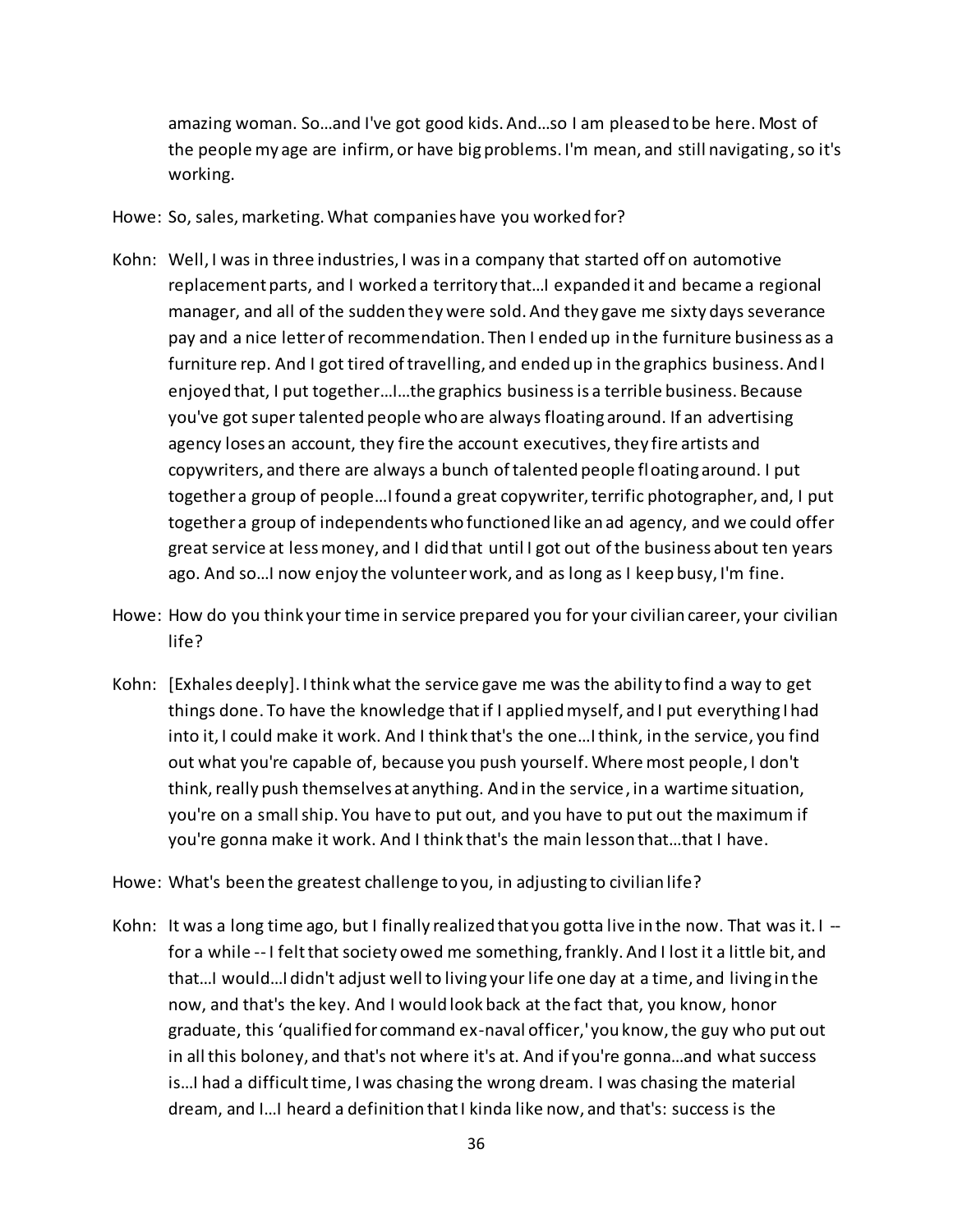amazing woman. So…and I've got good kids. And…so I am pleased to be here. Most of the people my age are infirm, or have big problems. I'm mean, and still navigating, so it's working.

Howe: So, sales, marketing. What companies have you worked for?

Kohn: Well, I was in three industries, I was in a company that started off on automotive replacement parts, and I worked a territory that…I expanded it and became a regional manager, and all of the sudden they were sold. And they gave me sixty days severance pay and a nice letter of recommendation. Then I ended up in the furniture business as a furniture rep. And I got tired of travelling, and ended up in the graphics business. And I enjoyed that, I put together…I…the graphics business is a terrible business. Because you've got super talented people who are always floating around. If an advertising agency loses an account, they fire the account executives, they fire artists and copywriters, and there are always a bunch of talented people floating around. I put together a group of people…I found a great copywriter, terrific photographer, and, I put together a group of independents who functioned like an ad agency, and we could offer great service at less money, and I did that until I got out of the business about ten years ago. And so…I now enjoy the volunteer work, and as long as I keep busy, I'm fine.

Howe: How do you think your time in service prepared you for your civilian career, your civilian life?

Kohn: [Exhales deeply]. I think what the service gave me was the ability to find a way to get things done. To have the knowledge that if I applied myself, and I put everything I had into it, I could make it work. And I think that's the one…I think, in the service, you find out what you're capable of, because you push yourself. Where most people, I don't think, really push themselves at anything. And in the service, in a wartime situation, you're on a small ship. You have to put out, and you have to put out the maximum if you're gonna make it work. And I think that's the main lesson that…that I have.

Howe: What's been the greatest challenge to you, in adjusting to civilian life?

Kohn: It was a long time ago, but I finally realized that you gotta live in the now. That was it. I -- for a while -- I felt that society owed me something, frankly. And I lost it a little bit, and that…I would…I didn't adjust well to living your life one day at a time, and living in the now, and that's the key. And I would look back at the fact that, you know, honor graduate, this 'qualified for command ex-naval officer,' you know, the guy who put out in all this boloney, and that's not where it's at. And if you're gonna…and what success is…I had a difficult time, I was chasing the wrong dream. I was chasing the material dream, and I…I heard a definition that I kinda like now, and that's: success is the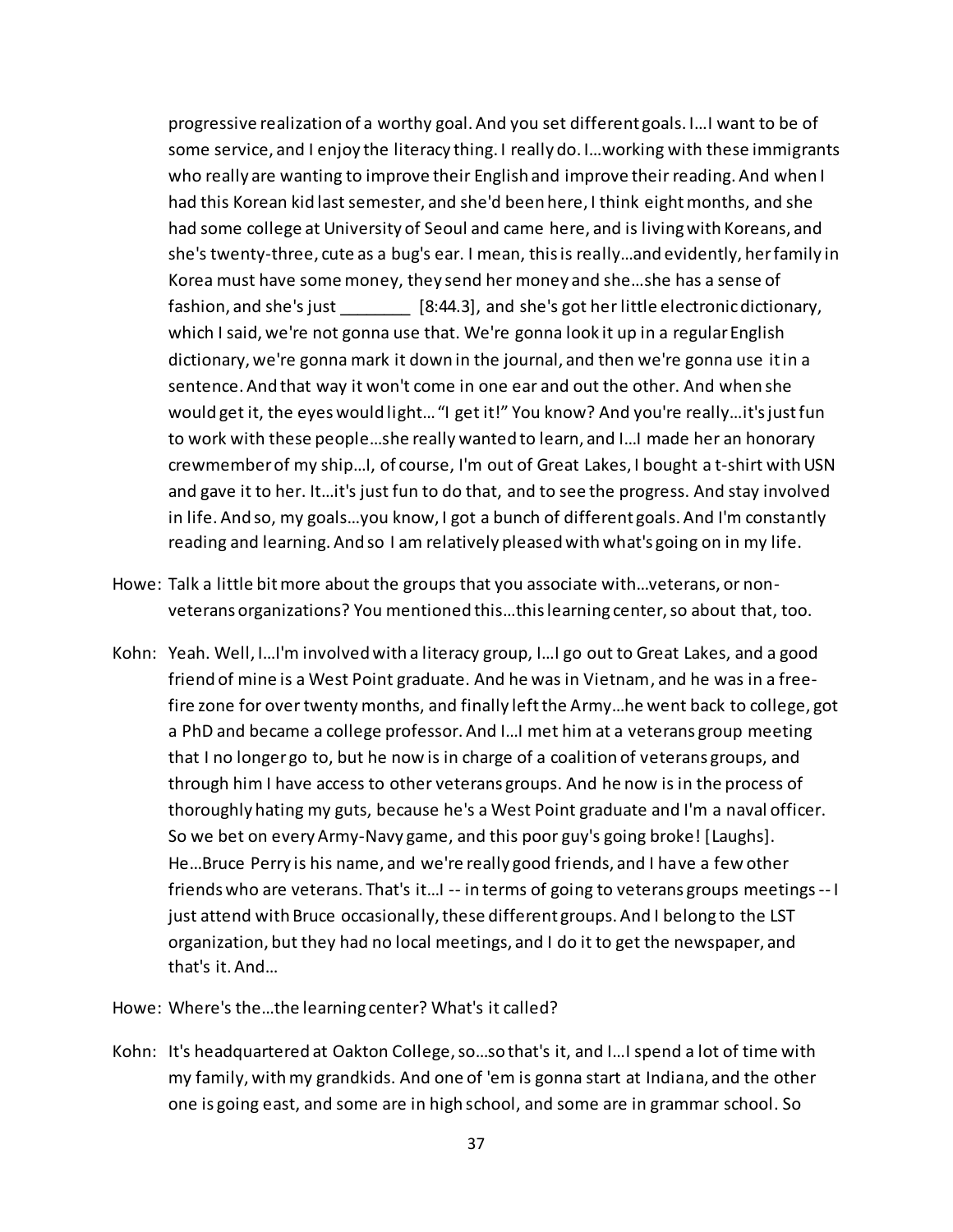progressive realization of a worthy goal. And you set different goals. I…I want to be of some service, and I enjoy the literacy thing. I really do. I…working with these immigrants who really are wanting to improve their English and improve their reading. And when I had this Korean kid last semester, and she'd been here, I think eight months, and she had some college at University of Seoul and came here, and is living with Koreans, and she's twenty-three, cute as a bug's ear. I mean, this is really…and evidently, her family in Korea must have some money, they send her money and she…she has a sense of fashion, and she's just ________ [8:44.3], and she's got her little electronic dictionary, which I said, we're not gonna use that. We're gonna look it up in a regular English dictionary, we're gonna mark it down in the journal, and then we're gonna use it in a sentence. And that way it won't come in one ear and out the other. And when she would get it, the eyes would light… "I get it!" You know? And you're really…it's just fun to work with these people…she really wanted to learn, and I…I made her an honorary crewmember of my ship…I, of course, I'm out of Great Lakes, I bought a t-shirt with USN and gave it to her. It…it's just fun to do that, and to see the progress. And stay involved in life. And so, my goals…you know, I got a bunch of different goals. And I'm constantly reading and learning. And so I am relatively pleased with what's going on in my life.

Howe: Talk a little bit more about the groups that you associate with…veterans, or non-veterans organizations? You mentioned this…this learning center, so about that, too.

Kohn: Yeah. Well, I…I'm involved with a literacy group, I…I go out to Great Lakes, and a good friend of mine is a West Point graduate. And he was in Vietnam, and he was in a free-fire zone for over twenty months, and finally left the Army…he went back to college, got a PhD and became a college professor. And I…I met him at a veterans group meeting that I no longer go to, but he now is in charge of a coalition of veterans groups, and through him I have access to other veterans groups. And he now is in the process of thoroughly hating my guts, because he's a West Point graduate and I'm a naval officer. So we bet on every Army-Navy game, and this poor guy's going broke! [Laughs]. He…Bruce Perry is his name, and we're really good friends, and I have a few other friends who are veterans. That's it…I -- in terms of going to veterans groups meetings -- I just attend with Bruce occasionally, these different groups. And I belong to the LST organization, but they had no local meetings, and I do it to get the newspaper, and that's it. And…

Howe: Where's the…the learning center? What's it called?

Kohn: It's headquartered at Oakton College, so…so that's it, and I…I spend a lot of time with my family, with my grandkids. And one of 'em is gonna start at Indiana, and the other one is going east, and some are in high school, and some are in grammar school. So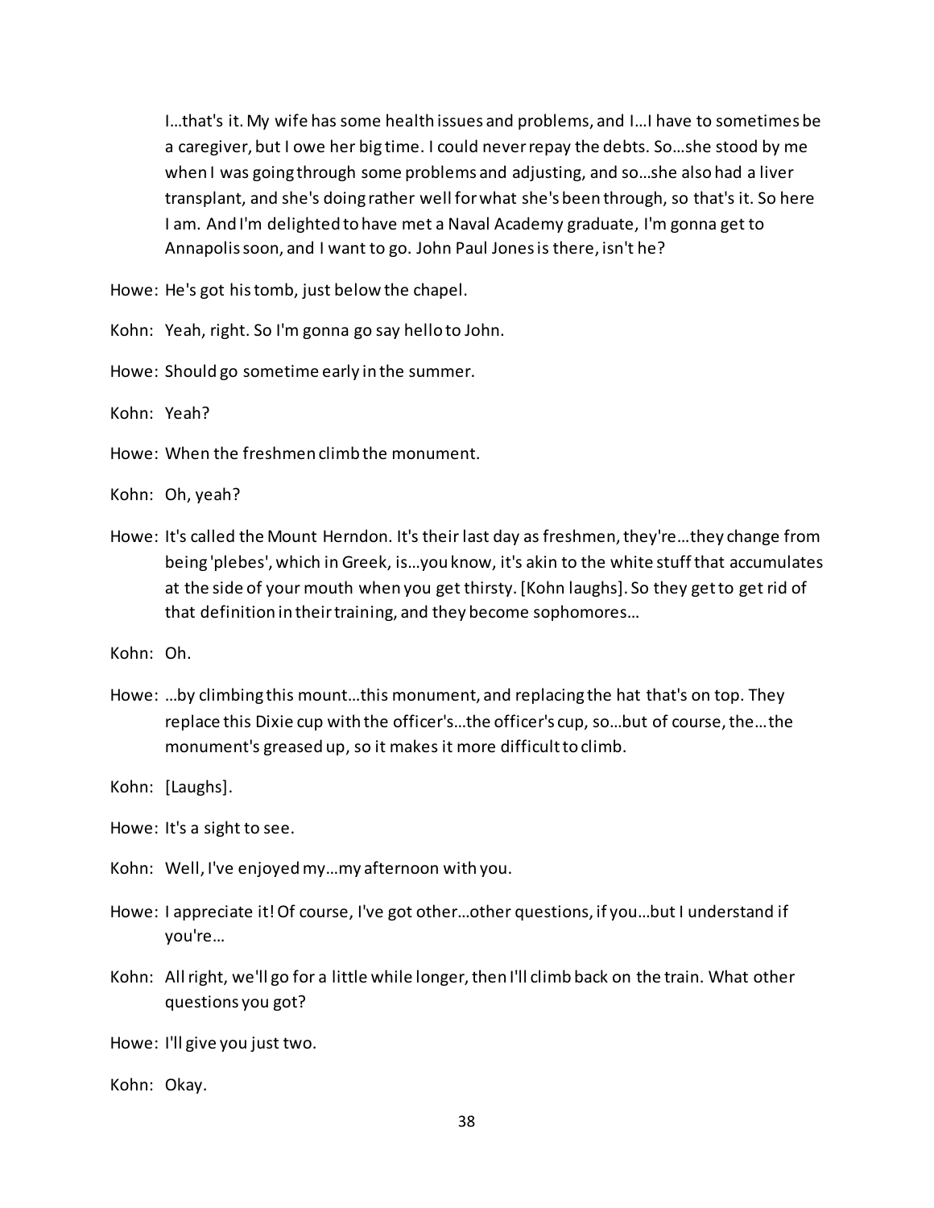I…that's it. My wife has some health issues and problems, and I…I have to sometimes be a caregiver, but I owe her big time. I could never repay the debts. So…she stood by me when I was going through some problems and adjusting, and so…she also had a liver transplant, and she's doing rather well for what she's been through, so that's it. So here I am. And I'm delighted to have met a Naval Academy graduate, I'm gonna get to Annapolis soon, and I want to go. John Paul Jones is there, isn't he?

Howe: He's got his tomb, just below the chapel.

Kohn: Yeah, right. So I'm gonna go say hello to John.

Howe: Should go sometime early in the summer.

Kohn: Yeah?

Howe: When the freshmen climb the monument.

Kohn: Oh, yeah?

Howe: It's called the Mount Herndon. It's their last day as freshmen, they're…they change from being 'plebes', which in Greek, is…you know, it's akin to the white stuff that accumulates at the side of your mouth when you get thirsty. [Kohn laughs]. So they get to get rid of that definition in their training, and they become sophomores…

Kohn: Oh.

Howe: …by climbing this mount…this monument, and replacing the hat that's on top. They replace this Dixie cup with the officer's…the officer's cup, so…but of course, the…the monument's greased up, so it makes it more difficult to climb.

Kohn: [Laughs].

Howe: It's a sight to see.

Kohn: Well, I've enjoyed my…my afternoon with you.

Howe: I appreciate it! Of course, I've got other…other questions, if you…but I understand if you're…

Kohn: All right, we'll go for a little while longer, then I'll climb back on the train. What other questions you got?

Howe: I'll give you just two.

Kohn: Okay.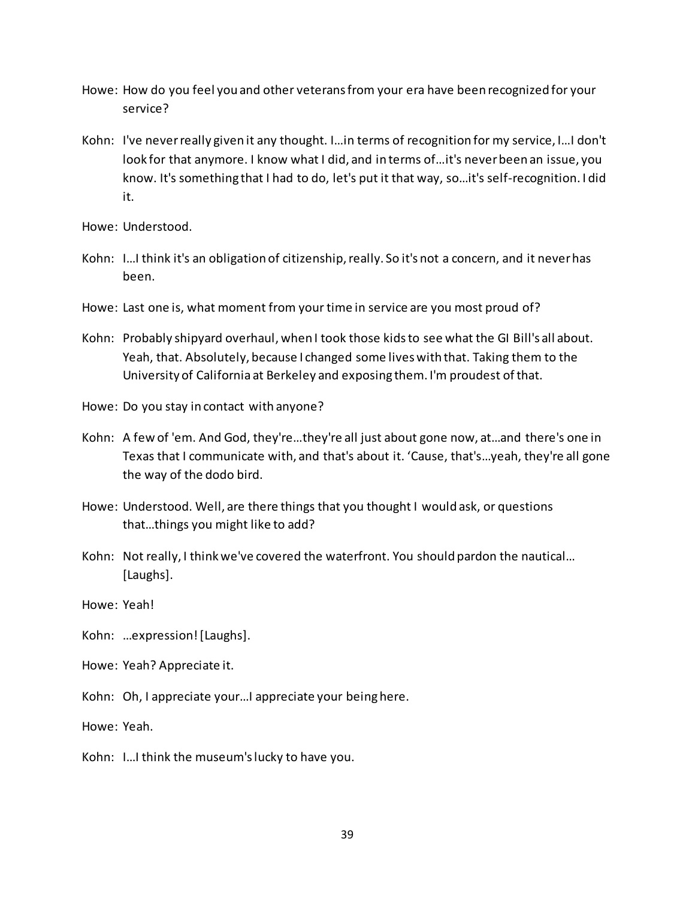Howe: How do you feel you and other veterans from your era have been recognized for your service?

Kohn: I've never really given it any thought. I…in terms of recognition for my service, I…I don't look for that anymore. I know what I did, and in terms of…it's never been an issue, you know. It's something that I had to do, let's put it that way, so…it's self-recognition. I did it.

Howe: Understood.

Kohn: I…I think it's an obligation of citizenship, really. So it's not a concern, and it never has been.

Howe: Last one is, what moment from your time in service are you most proud of?

Kohn: Probably shipyard overhaul, when I took those kids to see what the GI Bill's all about. Yeah, that. Absolutely, because I changed some lives with that. Taking them to the University of California at Berkeley and exposing them. I'm proudest of that.

Howe: Do you stay in contact with anyone?

Kohn: A few of 'em. And God, they're…they're all just about gone now, at…and there's one in Texas that I communicate with, and that's about it. 'Cause, that's…yeah, they're all gone the way of the dodo bird.

Howe: Understood. Well, are there things that you thought I would ask, or questions that…things you might like to add?

Kohn: Not really, I think we've covered the waterfront. You should pardon the nautical… [Laughs].

Howe: Yeah!

Kohn: …expression! [Laughs].

Howe: Yeah? Appreciate it.

Kohn: Oh, I appreciate your…I appreciate your being here.

Howe: Yeah.

Kohn: I…I think the museum's lucky to have you.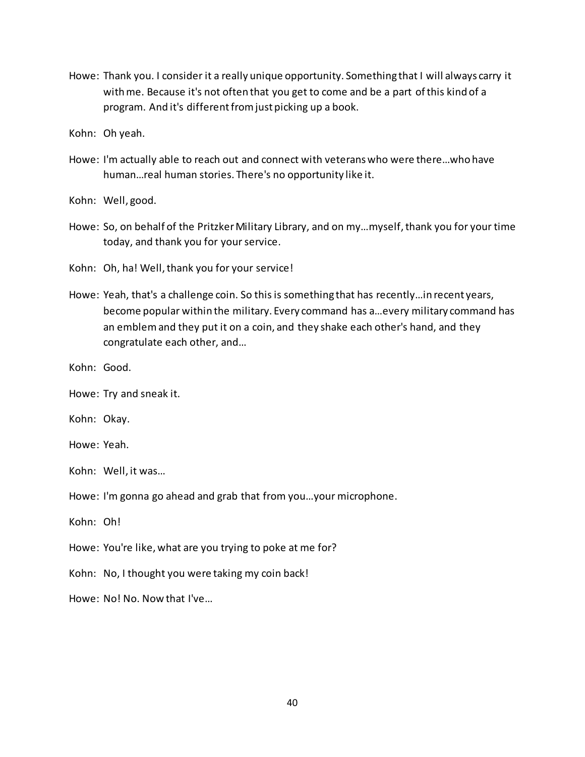Howe: Thank you. I consider it a really unique opportunity. Something that I will always carry it with me. Because it's not often that you get to come and be a part of this kind of a program. And it's different from just picking up a book.

Kohn: Oh yeah.

Howe: I'm actually able to reach out and connect with veterans who were there…who have human…real human stories. There's no opportunity like it.

Kohn: Well, good.

Howe: So, on behalf of the Pritzker Military Library, and on my…myself, thank you for your time today, and thank you for your service.

Kohn: Oh, ha! Well, thank you for your service!

Howe: Yeah, that's a challenge coin. So this is something that has recently…in recent years, become popular within the military. Every command has a…every military command has an emblem and they put it on a coin, and they shake each other's hand, and they congratulate each other, and…

Kohn: Good.

Howe: Try and sneak it.

Kohn: Okay.

Howe: Yeah.

Kohn: Well, it was…

Howe: I'm gonna go ahead and grab that from you…your microphone.

Kohn: Oh!

Howe: You're like, what are you trying to poke at me for?

Kohn: No, I thought you were taking my coin back!

Howe: No! No. Now that I've…